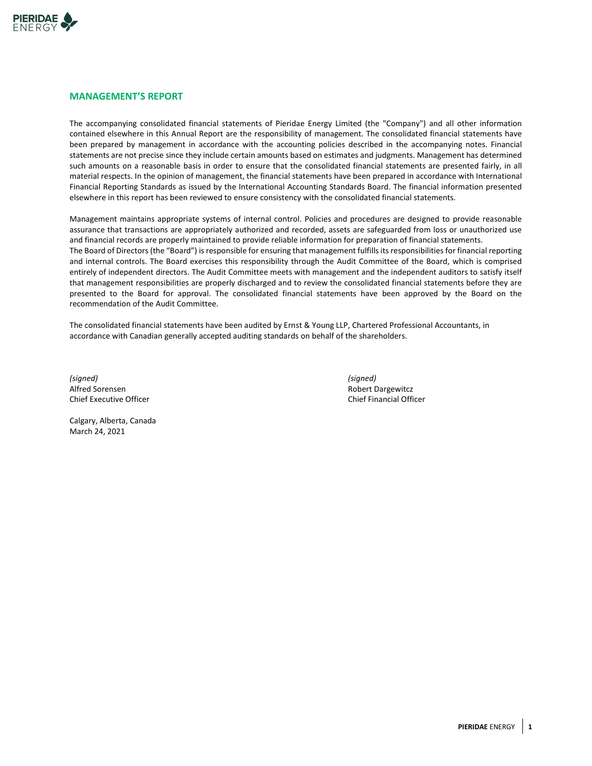## MANAGEMENT'S REPORT

The accompanying consolidated financial statements of Pieridae Energy Limited (the "Company") and all other information contained elsewhere in this Annual Report are the responsibility of management. The consolidated financial statements have been prepared by management in accordance with the accounting policies described in the accompanying notes. Financial statements are not precise since they include certain amounts based on estimates and judgments. Management has determined such amounts on a reasonable basis in order to ensure that the consolidated financial statements are presented fairly, in all material respects. In the opinion of management, the financial statements have been prepared in accordance with International Financial Reporting Standards as issued by the International Accounting Standards Board. The financial information presented elsewhere in this report has been reviewed to ensure consistency with the consolidated financial statements.

Management maintains appropriate systems of internal control. Policies and procedures are designed to provide reasonable assurance that transactions are appropriately authorized and recorded, assets are safeguarded from loss or unauthorized use and financial records are properly maintained to provide reliable information for preparation of financial statements.

The Board of Directors (the "Board") is responsible for ensuring that management fulfills its responsibilities for financial reporting and internal controls. The Board exercises this responsibility through the Audit Committee of the Board, which is comprised entirely of independent directors. The Audit Committee meets with management and the independent auditors to satisfy itself that management responsibilities are properly discharged and to review the consolidated financial statements before they are presented to the Board for approval. The consolidated financial statements have been approved by the Board on the recommendation of the Audit Committee.

The consolidated financial statements have been audited by Ernst & Young LLP, Chartered Professional Accountants, in accordance with Canadian generally accepted auditing standards on behalf of the shareholders.

*(signed)*
Alfred Sorensen
Chief Executive Officer

*(signed)*
Robert Dargewitcz
Chief Financial Officer

Calgary, Alberta, Canada
March 24, 2021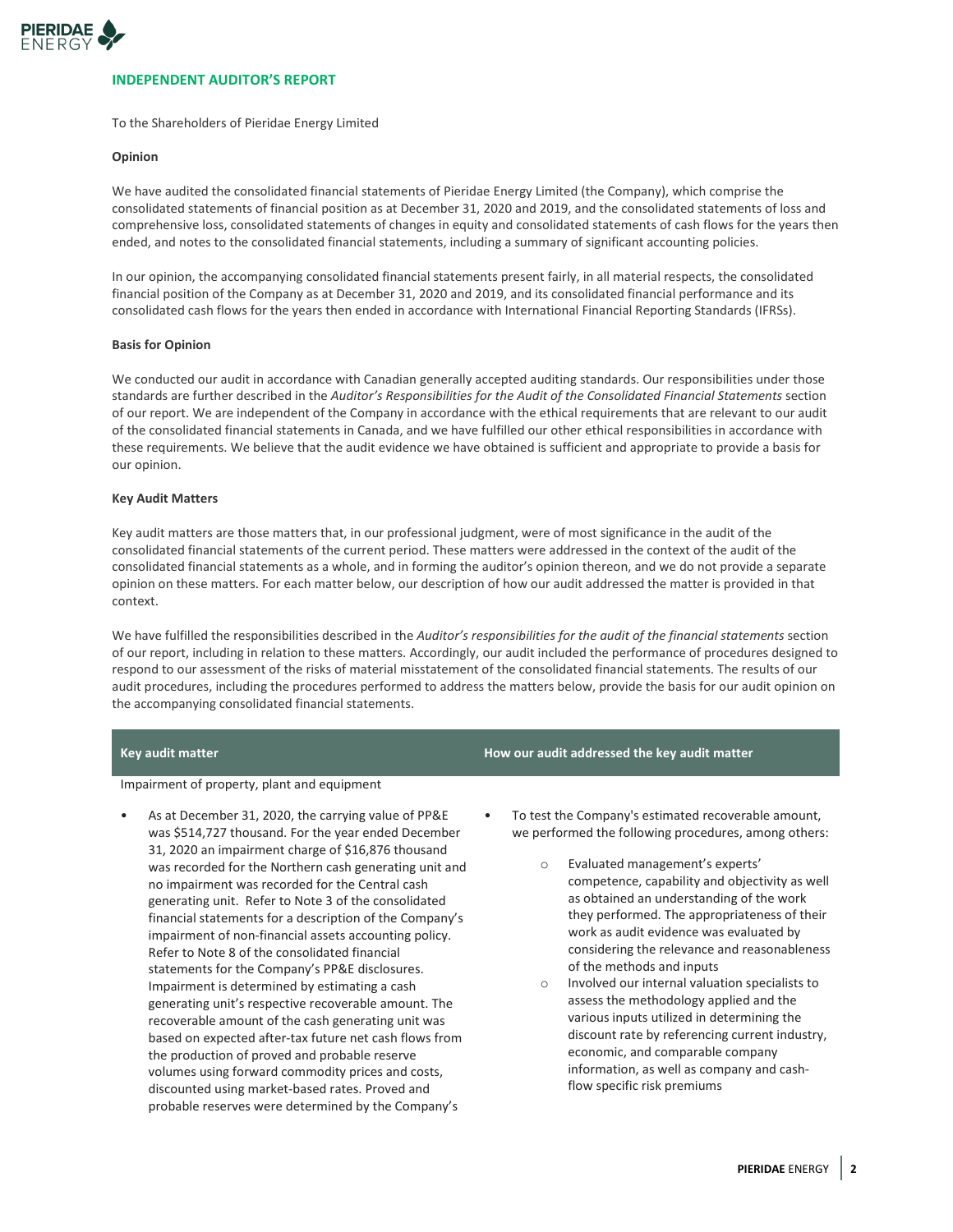## INDEPENDENT AUDITOR'S REPORT

To the Shareholders of Pieridae Energy Limited

**Opinion**

We have audited the consolidated financial statements of Pieridae Energy Limited (the Company), which comprise the consolidated statements of financial position as at December 31, 2020 and 2019, and the consolidated statements of loss and comprehensive loss, consolidated statements of changes in equity and consolidated statements of cash flows for the years then ended, and notes to the consolidated financial statements, including a summary of significant accounting policies.

In our opinion, the accompanying consolidated financial statements present fairly, in all material respects, the consolidated financial position of the Company as at December 31, 2020 and 2019, and its consolidated financial performance and its consolidated cash flows for the years then ended in accordance with International Financial Reporting Standards (IFRSs).

**Basis for Opinion**

We conducted our audit in accordance with Canadian generally accepted auditing standards. Our responsibilities under those standards are further described in the *Auditor's Responsibilities for the Audit of the Consolidated Financial Statements* section of our report. We are independent of the Company in accordance with the ethical requirements that are relevant to our audit of the consolidated financial statements in Canada, and we have fulfilled our other ethical responsibilities in accordance with these requirements. We believe that the audit evidence we have obtained is sufficient and appropriate to provide a basis for our opinion.

**Key Audit Matters**

Key audit matters are those matters that, in our professional judgment, were of most significance in the audit of the consolidated financial statements of the current period. These matters were addressed in the context of the audit of the consolidated financial statements as a whole, and in forming the auditor's opinion thereon, and we do not provide a separate opinion on these matters. For each matter below, our description of how our audit addressed the matter is provided in that context.

We have fulfilled the responsibilities described in the *Auditor's responsibilities for the audit of the financial statements* section of our report, including in relation to these matters. Accordingly, our audit included the performance of procedures designed to respond to our assessment of the risks of material misstatement of the consolidated financial statements. The results of our audit procedures, including the procedures performed to address the matters below, provide the basis for our audit opinion on the accompanying consolidated financial statements.

| Key audit matter | How our audit addressed the key audit matter |
| --- | --- |
| Impairment of property, plant and equipment | |
| • As at December 31, 2020, the carrying value of PP&E was $514,727 thousand. For the year ended December 31, 2020 an impairment charge of $16,876 thousand was recorded for the Northern cash generating unit and no impairment was recorded for the Central cash generating unit. Refer to Note 3 of the consolidated financial statements for a description of the Company's impairment of non-financial assets accounting policy. Refer to Note 8 of the consolidated financial statements for the Company's PP&E disclosures. Impairment is determined by estimating a cash generating unit's respective recoverable amount. The recoverable amount of the cash generating unit was based on expected after-tax future net cash flows from the production of proved and probable reserve volumes using forward commodity prices and costs, discounted using market-based rates. Proved and probable reserves were determined by the Company's | • To test the Company's estimated recoverable amount, we performed the following procedures, among others:<br>○ Evaluated management's experts' competence, capability and objectivity as well as obtained an understanding of the work they performed. The appropriateness of their work as audit evidence was evaluated by considering the relevance and reasonableness of the methods and inputs<br>○ Involved our internal valuation specialists to assess the methodology applied and the various inputs utilized in determining the discount rate by referencing current industry, economic, and comparable company information, as well as company and cash-flow specific risk premiums |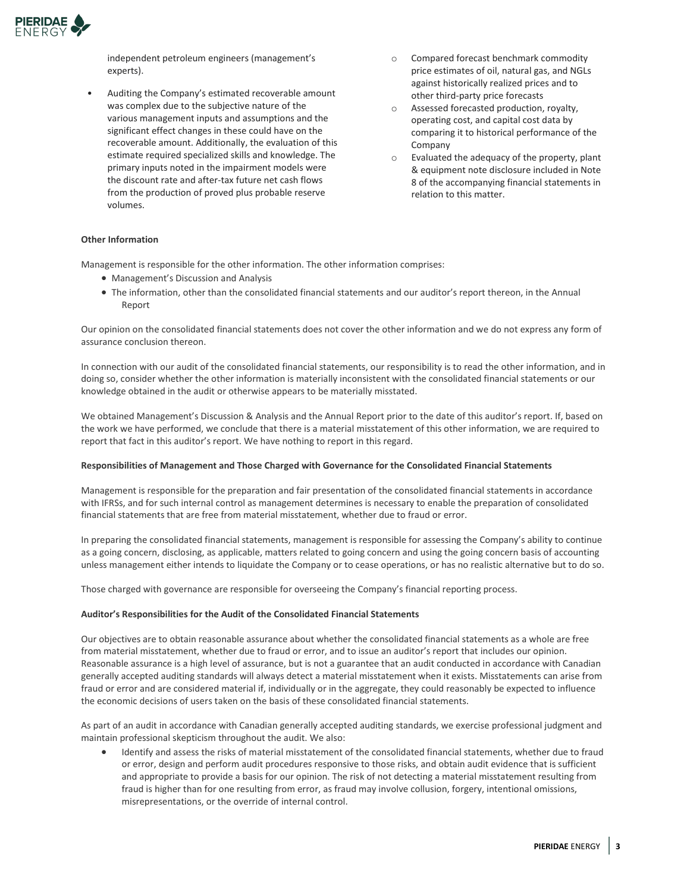independent petroleum engineers (management's experts).

- Auditing the Company's estimated recoverable amount was complex due to the subjective nature of the various management inputs and assumptions and the significant effect changes in these could have on the recoverable amount. Additionally, the evaluation of this estimate required specialized skills and knowledge. The primary inputs noted in the impairment models were the discount rate and after-tax future net cash flows from the production of proved plus probable reserve volumes.

  - Compared forecast benchmark commodity price estimates of oil, natural gas, and NGLs against historically realized prices and to other third-party price forecasts
  - Assessed forecasted production, royalty, operating cost, and capital cost data by comparing it to historical performance of the Company
  - Evaluated the adequacy of the property, plant & equipment note disclosure included in Note 8 of the accompanying financial statements in relation to this matter.

**Other Information**

Management is responsible for the other information. The other information comprises:

- Management's Discussion and Analysis
- The information, other than the consolidated financial statements and our auditor's report thereon, in the Annual Report

Our opinion on the consolidated financial statements does not cover the other information and we do not express any form of assurance conclusion thereon.

In connection with our audit of the consolidated financial statements, our responsibility is to read the other information, and in doing so, consider whether the other information is materially inconsistent with the consolidated financial statements or our knowledge obtained in the audit or otherwise appears to be materially misstated.

We obtained Management's Discussion & Analysis and the Annual Report prior to the date of this auditor's report. If, based on the work we have performed, we conclude that there is a material misstatement of this other information, we are required to report that fact in this auditor's report. We have nothing to report in this regard.

**Responsibilities of Management and Those Charged with Governance for the Consolidated Financial Statements**

Management is responsible for the preparation and fair presentation of the consolidated financial statements in accordance with IFRSs, and for such internal control as management determines is necessary to enable the preparation of consolidated financial statements that are free from material misstatement, whether due to fraud or error.

In preparing the consolidated financial statements, management is responsible for assessing the Company's ability to continue as a going concern, disclosing, as applicable, matters related to going concern and using the going concern basis of accounting unless management either intends to liquidate the Company or to cease operations, or has no realistic alternative but to do so.

Those charged with governance are responsible for overseeing the Company's financial reporting process.

**Auditor's Responsibilities for the Audit of the Consolidated Financial Statements**

Our objectives are to obtain reasonable assurance about whether the consolidated financial statements as a whole are free from material misstatement, whether due to fraud or error, and to issue an auditor's report that includes our opinion. Reasonable assurance is a high level of assurance, but is not a guarantee that an audit conducted in accordance with Canadian generally accepted auditing standards will always detect a material misstatement when it exists. Misstatements can arise from fraud or error and are considered material if, individually or in the aggregate, they could reasonably be expected to influence the economic decisions of users taken on the basis of these consolidated financial statements.

As part of an audit in accordance with Canadian generally accepted auditing standards, we exercise professional judgment and maintain professional skepticism throughout the audit. We also:

- Identify and assess the risks of material misstatement of the consolidated financial statements, whether due to fraud or error, design and perform audit procedures responsive to those risks, and obtain audit evidence that is sufficient and appropriate to provide a basis for our opinion. The risk of not detecting a material misstatement resulting from fraud is higher than for one resulting from error, as fraud may involve collusion, forgery, intentional omissions, misrepresentations, or the override of internal control.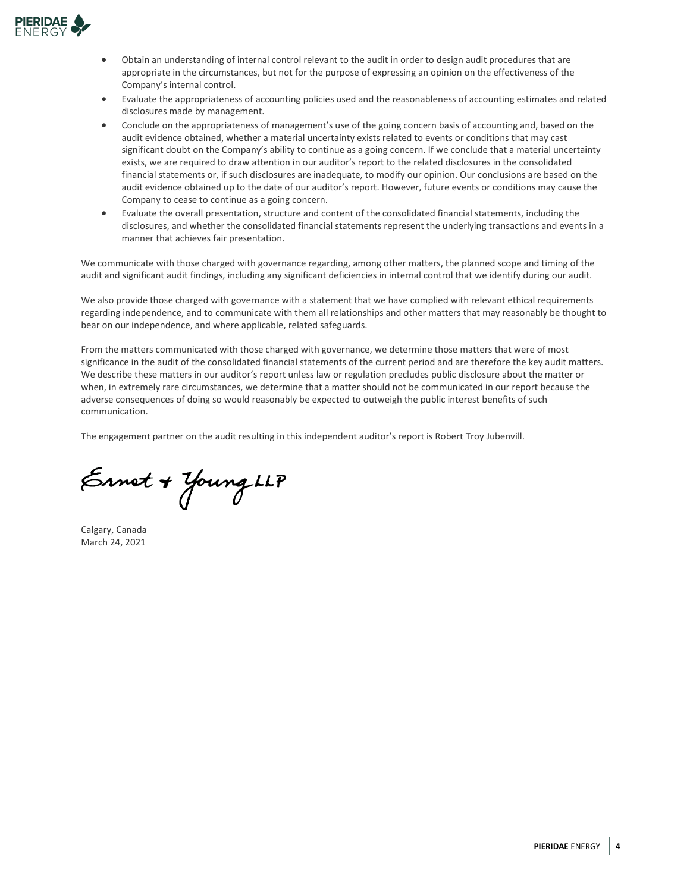- Obtain an understanding of internal control relevant to the audit in order to design audit procedures that are appropriate in the circumstances, but not for the purpose of expressing an opinion on the effectiveness of the Company's internal control.
- Evaluate the appropriateness of accounting policies used and the reasonableness of accounting estimates and related disclosures made by management.
- Conclude on the appropriateness of management's use of the going concern basis of accounting and, based on the audit evidence obtained, whether a material uncertainty exists related to events or conditions that may cast significant doubt on the Company's ability to continue as a going concern. If we conclude that a material uncertainty exists, we are required to draw attention in our auditor's report to the related disclosures in the consolidated financial statements or, if such disclosures are inadequate, to modify our opinion. Our conclusions are based on the audit evidence obtained up to the date of our auditor's report. However, future events or conditions may cause the Company to cease to continue as a going concern.
- Evaluate the overall presentation, structure and content of the consolidated financial statements, including the disclosures, and whether the consolidated financial statements represent the underlying transactions and events in a manner that achieves fair presentation.

We communicate with those charged with governance regarding, among other matters, the planned scope and timing of the audit and significant audit findings, including any significant deficiencies in internal control that we identify during our audit.

We also provide those charged with governance with a statement that we have complied with relevant ethical requirements regarding independence, and to communicate with them all relationships and other matters that may reasonably be thought to bear on our independence, and where applicable, related safeguards.

From the matters communicated with those charged with governance, we determine those matters that were of most significance in the audit of the consolidated financial statements of the current period and are therefore the key audit matters. We describe these matters in our auditor's report unless law or regulation precludes public disclosure about the matter or when, in extremely rare circumstances, we determine that a matter should not be communicated in our report because the adverse consequences of doing so would reasonably be expected to outweigh the public interest benefits of such communication.

The engagement partner on the audit resulting in this independent auditor's report is Robert Troy Jubenvill.

Ernst & Young LLP

Calgary, Canada
March 24, 2021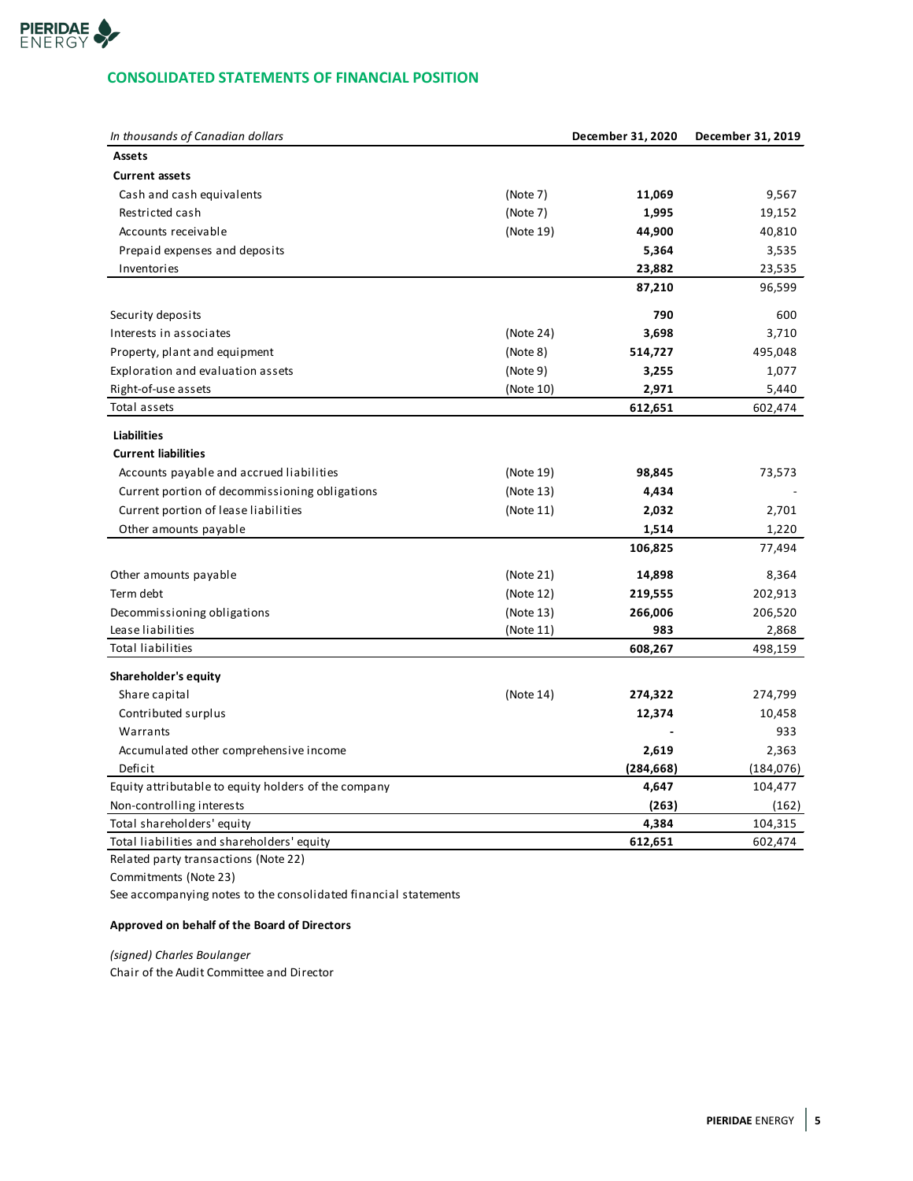## CONSOLIDATED STATEMENTS OF FINANCIAL POSITION

| *In thousands of Canadian dollars* | | December 31, 2020 | December 31, 2019 |
|---|---|---|---|
| **Assets** | | | |
| **Current assets** | | | |
| Cash and cash equivalents | (Note 7) | **11,069** | 9,567 |
| Restricted cash | (Note 7) | **1,995** | 19,152 |
| Accounts receivable | (Note 19) | **44,900** | 40,810 |
| Prepaid expenses and deposits | | **5,364** | 3,535 |
| Inventories | | **23,882** | 23,535 |
| | | **87,210** | 96,599 |
| Security deposits | | **790** | 600 |
| Interests in associates | (Note 24) | **3,698** | 3,710 |
| Property, plant and equipment | (Note 8) | **514,727** | 495,048 |
| Exploration and evaluation assets | (Note 9) | **3,255** | 1,077 |
| Right-of-use assets | (Note 10) | **2,971** | 5,440 |
| Total assets | | **612,651** | 602,474 |
| **Liabilities** | | | |
| **Current liabilities** | | | |
| Accounts payable and accrued liabilities | (Note 19) | **98,845** | 73,573 |
| Current portion of decommissioning obligations | (Note 13) | **4,434** | - |
| Current portion of lease liabilities | (Note 11) | **2,032** | 2,701 |
| Other amounts payable | | **1,514** | 1,220 |
| | | **106,825** | 77,494 |
| Other amounts payable | (Note 21) | **14,898** | 8,364 |
| Term debt | (Note 12) | **219,555** | 202,913 |
| Decommissioning obligations | (Note 13) | **266,006** | 206,520 |
| Lease liabilities | (Note 11) | **983** | 2,868 |
| Total liabilities | | **608,267** | 498,159 |
| **Shareholder's equity** | | | |
| Share capital | (Note 14) | **274,322** | 274,799 |
| Contributed surplus | | **12,374** | 10,458 |
| Warrants | | **-** | 933 |
| Accumulated other comprehensive income | | **2,619** | 2,363 |
| Deficit | | **(284,668)** | (184,076) |
| Equity attributable to equity holders of the company | | **4,647** | 104,477 |
| Non-controlling interests | | **(263)** | (162) |
| Total shareholders' equity | | **4,384** | 104,315 |
| Total liabilities and shareholders' equity | | **612,651** | 602,474 |

Related party transactions (Note 22)

Commitments (Note 23)

See accompanying notes to the consolidated financial statements

**Approved on behalf of the Board of Directors**

*(signed) Charles Boulanger*

Chair of the Audit Committee and Director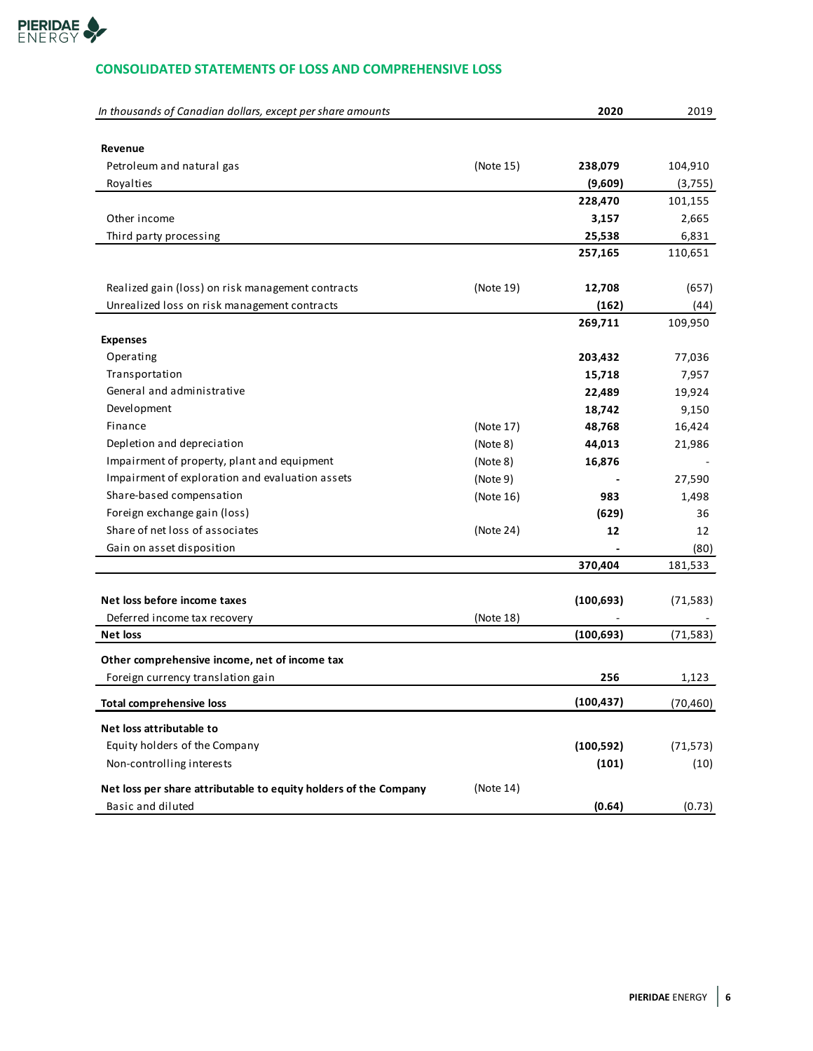## CONSOLIDATED STATEMENTS OF LOSS AND COMPREHENSIVE LOSS

| *In thousands of Canadian dollars, except per share amounts* | | **2020** | 2019 |
|---|---|---|---|
| **Revenue** | | | |
| Petroleum and natural gas | (Note 15) | **238,079** | 104,910 |
| Royalties | | **(9,609)** | (3,755) |
| | | **228,470** | 101,155 |
| Other income | | **3,157** | 2,665 |
| Third party processing | | **25,538** | 6,831 |
| | | **257,165** | 110,651 |
| Realized gain (loss) on risk management contracts | (Note 19) | **12,708** | (657) |
| Unrealized loss on risk management contracts | | **(162)** | (44) |
| | | **269,711** | 109,950 |
| **Expenses** | | | |
| Operating | | **203,432** | 77,036 |
| Transportation | | **15,718** | 7,957 |
| General and administrative | | **22,489** | 19,924 |
| Development | | **18,742** | 9,150 |
| Finance | (Note 17) | **48,768** | 16,424 |
| Depletion and depreciation | (Note 8) | **44,013** | 21,986 |
| Impairment of property, plant and equipment | (Note 8) | **16,876** | - |
| Impairment of exploration and evaluation assets | (Note 9) | **-** | 27,590 |
| Share-based compensation | (Note 16) | **983** | 1,498 |
| Foreign exchange gain (loss) | | **(629)** | 36 |
| Share of net loss of associates | (Note 24) | **12** | 12 |
| Gain on asset disposition | | **-** | (80) |
| | | **370,404** | 181,533 |
| **Net loss before income taxes** | | **(100,693)** | (71,583) |
| Deferred income tax recovery | (Note 18) | - | - |
| **Net loss** | | **(100,693)** | (71,583) |
| **Other comprehensive income, net of income tax** | | | |
| Foreign currency translation gain | | **256** | 1,123 |
| **Total comprehensive loss** | | **(100,437)** | (70,460) |
| **Net loss attributable to** | | | |
| Equity holders of the Company | | **(100,592)** | (71,573) |
| Non-controlling interests | | **(101)** | (10) |
| **Net loss per share attributable to equity holders of the Company** | (Note 14) | | |
| Basic and diluted | | **(0.64)** | (0.73) |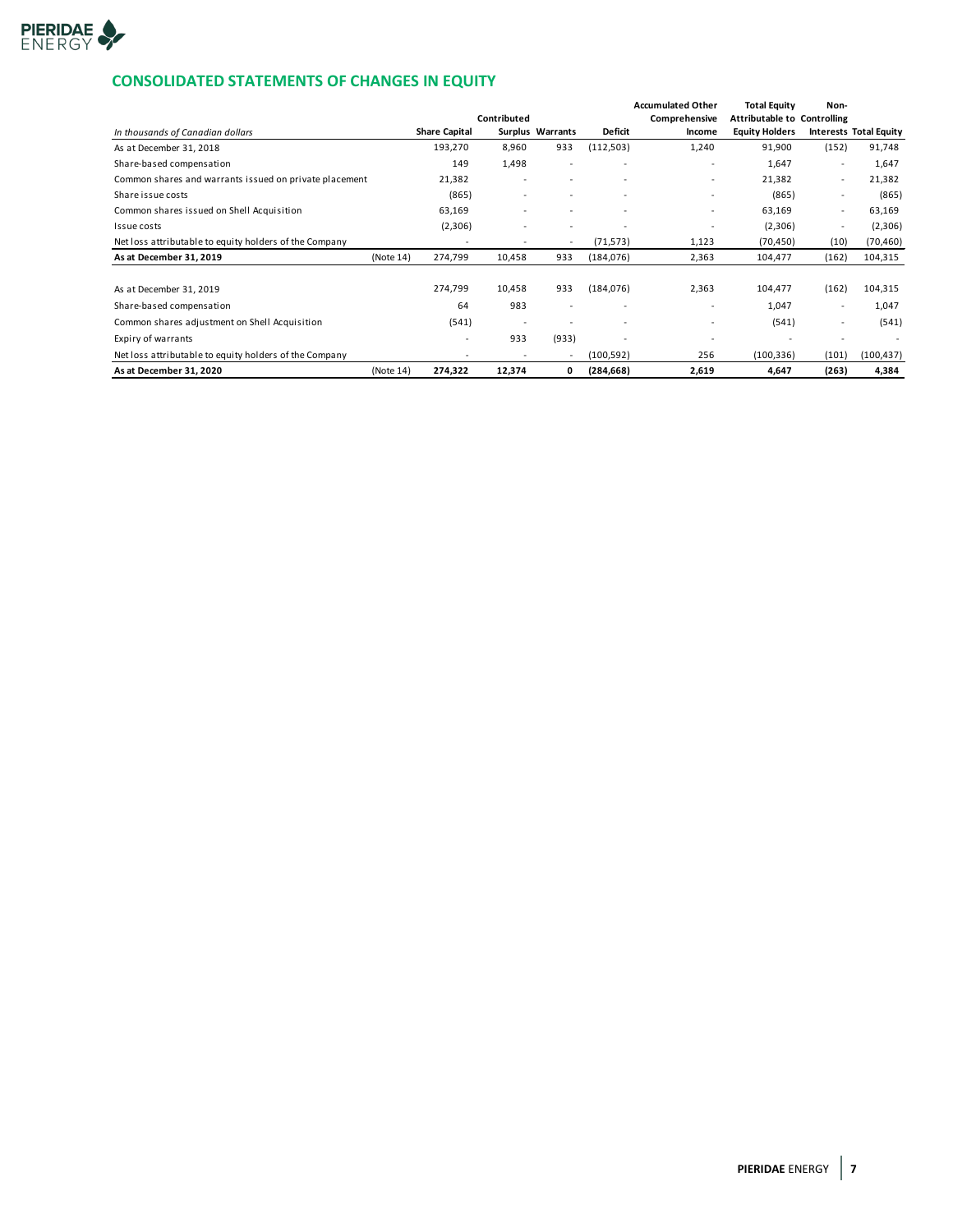## CONSOLIDATED STATEMENTS OF CHANGES IN EQUITY

| *In thousands of Canadian dollars* | | Share Capital | Contributed Surplus | Warrants | Deficit | Accumulated Other Comprehensive Income | Total Equity Attributable to Equity Holders | Non-Controlling Interests | Total Equity |
|---|---|---|---|---|---|---|---|---|---|
| As at December 31, 2018 | | 193,270 | 8,960 | 933 | (112,503) | 1,240 | 91,900 | (152) | 91,748 |
| Share-based compensation | | 149 | 1,498 | - | - | - | 1,647 | - | 1,647 |
| Common shares and warrants issued on private placement | | 21,382 | - | - | - | - | 21,382 | - | 21,382 |
| Share issue costs | | (865) | - | - | - | - | (865) | - | (865) |
| Common shares issued on Shell Acquisition | | 63,169 | - | - | - | - | 63,169 | - | 63,169 |
| Issue costs | | (2,306) | - | - | - | - | (2,306) | - | (2,306) |
| Net loss attributable to equity holders of the Company | | - | - | - | (71,573) | 1,123 | (70,450) | (10) | (70,460) |
| **As at December 31, 2019** | (Note 14) | 274,799 | 10,458 | 933 | (184,076) | 2,363 | 104,477 | (162) | 104,315 |
| | | | | | | | | | |
| As at December 31, 2019 | | 274,799 | 10,458 | 933 | (184,076) | 2,363 | 104,477 | (162) | 104,315 |
| Share-based compensation | | 64 | 983 | - | - | - | 1,047 | - | 1,047 |
| Common shares adjustment on Shell Acquisition | | (541) | - | - | - | - | (541) | - | (541) |
| Expiry of warrants | | - | 933 | (933) | - | - | - | - | - |
| Net loss attributable to equity holders of the Company | | - | - | - | (100,592) | 256 | (100,336) | (101) | (100,437) |
| **As at December 31, 2020** | (Note 14) | **274,322** | **12,374** | **0** | **(284,668)** | **2,619** | **4,647** | **(263)** | **4,384** |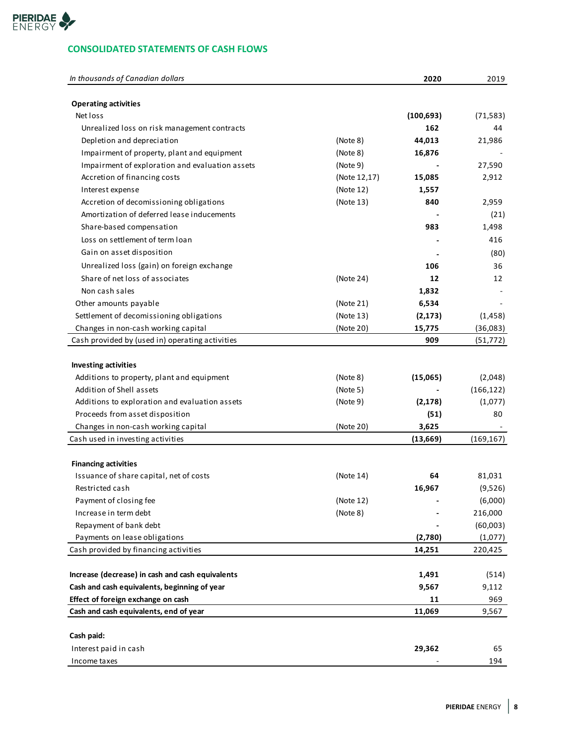## CONSOLIDATED STATEMENTS OF CASH FLOWS

| *In thousands of Canadian dollars* | | **2020** | 2019 |
|---|---|---|---|
| **Operating activities** | | | |
| Net loss | | **(100,693)** | (71,583) |
| Unrealized loss on risk management contracts | | **162** | 44 |
| Depletion and depreciation | (Note 8) | **44,013** | 21,986 |
| Impairment of property, plant and equipment | (Note 8) | **16,876** | - |
| Impairment of exploration and evaluation assets | (Note 9) | **-** | 27,590 |
| Accretion of financing costs | (Note 12,17) | **15,085** | 2,912 |
| Interest expense | (Note 12) | **1,557** | |
| Accretion of decomissioning obligations | (Note 13) | **840** | 2,959 |
| Amortization of deferred lease inducements | | **-** | (21) |
| Share-based compensation | | **983** | 1,498 |
| Loss on settlement of term loan | | **-** | 416 |
| Gain on asset disposition | | **-** | (80) |
| Unrealized loss (gain) on foreign exchange | | **106** | 36 |
| Share of net loss of associates | (Note 24) | **12** | 12 |
| Non cash sales | | **1,832** | - |
| Other amounts payable | (Note 21) | **6,534** | - |
| Settlement of decomissioning obligations | (Note 13) | **(2,173)** | (1,458) |
| Changes in non-cash working capital | (Note 20) | **15,775** | (36,083) |
| Cash provided by (used in) operating activities | | **909** | (51,772) |
| **Investing activities** | | | |
| Additions to property, plant and equipment | (Note 8) | **(15,065)** | (2,048) |
| Addition of Shell assets | (Note 5) | **-** | (166,122) |
| Additions to exploration and evaluation assets | (Note 9) | **(2,178)** | (1,077) |
| Proceeds from asset disposition | | **(51)** | 80 |
| Changes in non-cash working capital | (Note 20) | **3,625** | - |
| Cash used in investing activities | | **(13,669)** | (169,167) |
| **Financing activities** | | | |
| Issuance of share capital, net of costs | (Note 14) | **64** | 81,031 |
| Restricted cash | | **16,967** | (9,526) |
| Payment of closing fee | (Note 12) | **-** | (6,000) |
| Increase in term debt | (Note 8) | **-** | 216,000 |
| Repayment of bank debt | | **-** | (60,003) |
| Payments on lease obligations | | **(2,780)** | (1,077) |
| Cash provided by financing activities | | **14,251** | 220,425 |
| **Increase (decrease) in cash and cash equivalents** | | **1,491** | (514) |
| **Cash and cash equivalents, beginning of year** | | **9,567** | 9,112 |
| **Effect of foreign exchange on cash** | | **11** | 969 |
| **Cash and cash equivalents, end of year** | | **11,069** | 9,567 |
| **Cash paid:** | | | |
| Interest paid in cash | | **29,362** | 65 |
| Income taxes | | - | 194 |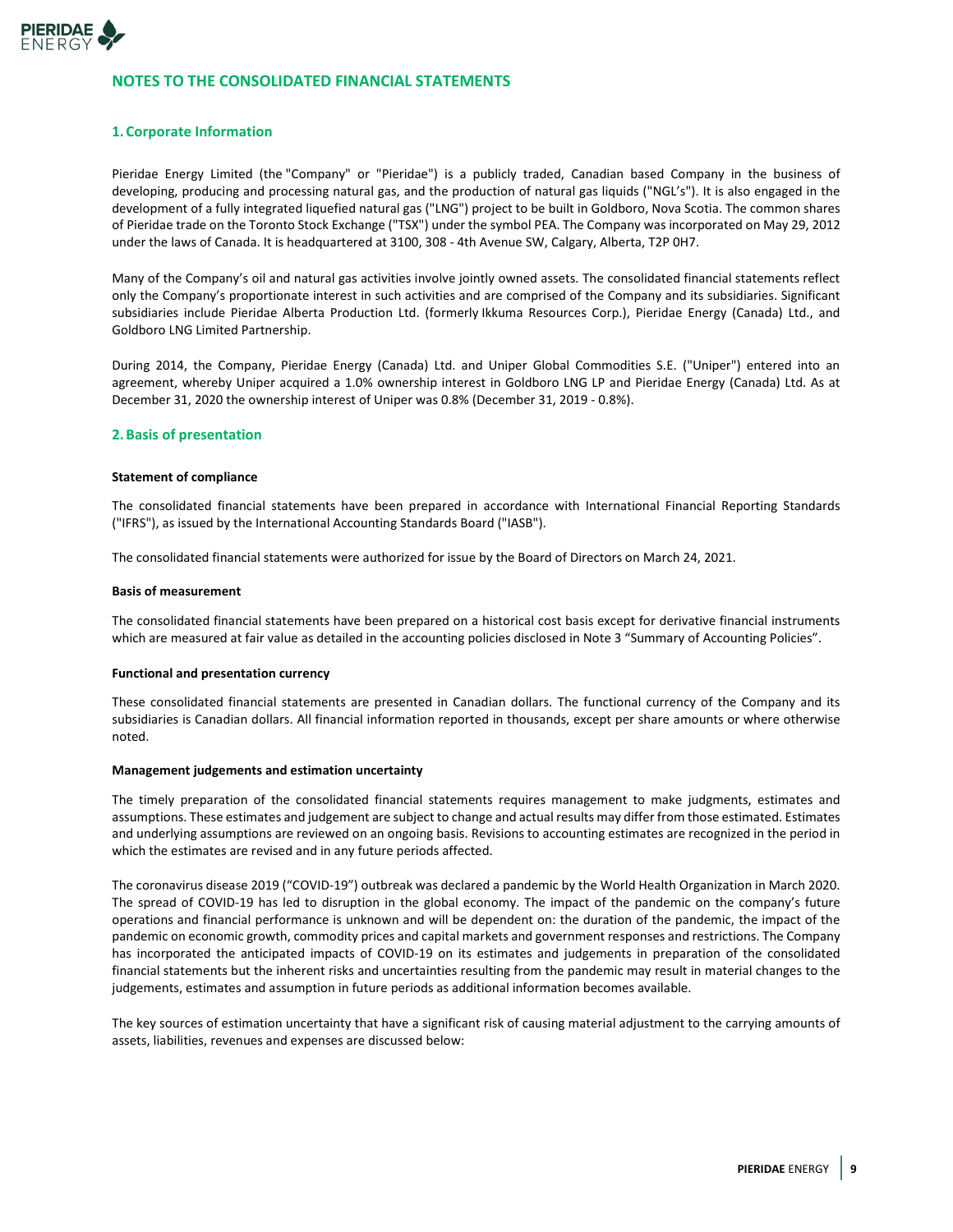# NOTES TO THE CONSOLIDATED FINANCIAL STATEMENTS

## 1. Corporate Information

Pieridae Energy Limited (the "Company" or "Pieridae") is a publicly traded, Canadian based Company in the business of developing, producing and processing natural gas, and the production of natural gas liquids ("NGL's"). It is also engaged in the development of a fully integrated liquefied natural gas ("LNG") project to be built in Goldboro, Nova Scotia. The common shares of Pieridae trade on the Toronto Stock Exchange ("TSX") under the symbol PEA. The Company was incorporated on May 29, 2012 under the laws of Canada. It is headquartered at 3100, 308 - 4th Avenue SW, Calgary, Alberta, T2P 0H7.

Many of the Company's oil and natural gas activities involve jointly owned assets. The consolidated financial statements reflect only the Company's proportionate interest in such activities and are comprised of the Company and its subsidiaries. Significant subsidiaries include Pieridae Alberta Production Ltd. (formerly Ikkuma Resources Corp.), Pieridae Energy (Canada) Ltd., and Goldboro LNG Limited Partnership.

During 2014, the Company, Pieridae Energy (Canada) Ltd. and Uniper Global Commodities S.E. ("Uniper") entered into an agreement, whereby Uniper acquired a 1.0% ownership interest in Goldboro LNG LP and Pieridae Energy (Canada) Ltd. As at December 31, 2020 the ownership interest of Uniper was 0.8% (December 31, 2019 - 0.8%).

## 2. Basis of presentation

**Statement of compliance**

The consolidated financial statements have been prepared in accordance with International Financial Reporting Standards ("IFRS"), as issued by the International Accounting Standards Board ("IASB").

The consolidated financial statements were authorized for issue by the Board of Directors on March 24, 2021.

**Basis of measurement**

The consolidated financial statements have been prepared on a historical cost basis except for derivative financial instruments which are measured at fair value as detailed in the accounting policies disclosed in Note 3 "Summary of Accounting Policies".

**Functional and presentation currency**

These consolidated financial statements are presented in Canadian dollars. The functional currency of the Company and its subsidiaries is Canadian dollars. All financial information reported in thousands, except per share amounts or where otherwise noted.

**Management judgements and estimation uncertainty**

The timely preparation of the consolidated financial statements requires management to make judgments, estimates and assumptions. These estimates and judgement are subject to change and actual results may differ from those estimated. Estimates and underlying assumptions are reviewed on an ongoing basis. Revisions to accounting estimates are recognized in the period in which the estimates are revised and in any future periods affected.

The coronavirus disease 2019 ("COVID-19") outbreak was declared a pandemic by the World Health Organization in March 2020. The spread of COVID-19 has led to disruption in the global economy. The impact of the pandemic on the company's future operations and financial performance is unknown and will be dependent on: the duration of the pandemic, the impact of the pandemic on economic growth, commodity prices and capital markets and government responses and restrictions. The Company has incorporated the anticipated impacts of COVID-19 on its estimates and judgements in preparation of the consolidated financial statements but the inherent risks and uncertainties resulting from the pandemic may result in material changes to the judgements, estimates and assumption in future periods as additional information becomes available.

The key sources of estimation uncertainty that have a significant risk of causing material adjustment to the carrying amounts of assets, liabilities, revenues and expenses are discussed below: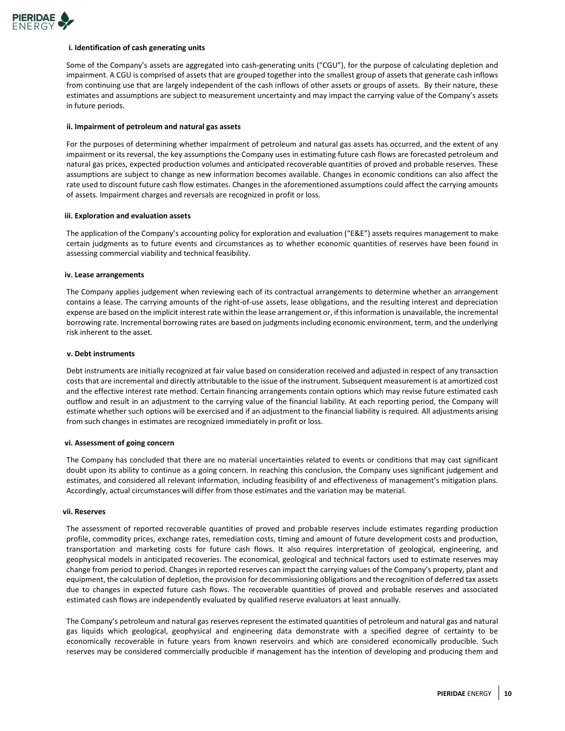#### i. Identification of cash generating units

Some of the Company's assets are aggregated into cash-generating units ("CGU"), for the purpose of calculating depletion and impairment. A CGU is comprised of assets that are grouped together into the smallest group of assets that generate cash inflows from continuing use that are largely independent of the cash inflows of other assets or groups of assets. By their nature, these estimates and assumptions are subject to measurement uncertainty and may impact the carrying value of the Company's assets in future periods.

#### ii. Impairment of petroleum and natural gas assets

For the purposes of determining whether impairment of petroleum and natural gas assets has occurred, and the extent of any impairment or its reversal, the key assumptions the Company uses in estimating future cash flows are forecasted petroleum and natural gas prices, expected production volumes and anticipated recoverable quantities of proved and probable reserves. These assumptions are subject to change as new information becomes available. Changes in economic conditions can also affect the rate used to discount future cash flow estimates. Changes in the aforementioned assumptions could affect the carrying amounts of assets. Impairment charges and reversals are recognized in profit or loss.

#### iii. Exploration and evaluation assets

The application of the Company's accounting policy for exploration and evaluation ("E&E") assets requires management to make certain judgments as to future events and circumstances as to whether economic quantities of reserves have been found in assessing commercial viability and technical feasibility.

#### iv. Lease arrangements

The Company applies judgement when reviewing each of its contractual arrangements to determine whether an arrangement contains a lease. The carrying amounts of the right-of-use assets, lease obligations, and the resulting interest and depreciation expense are based on the implicit interest rate within the lease arrangement or, if this information is unavailable, the incremental borrowing rate. Incremental borrowing rates are based on judgments including economic environment, term, and the underlying risk inherent to the asset.

#### v. Debt instruments

Debt instruments are initially recognized at fair value based on consideration received and adjusted in respect of any transaction costs that are incremental and directly attributable to the issue of the instrument. Subsequent measurement is at amortized cost and the effective interest rate method. Certain financing arrangements contain options which may revise future estimated cash outflow and result in an adjustment to the carrying value of the financial liability. At each reporting period, the Company will estimate whether such options will be exercised and if an adjustment to the financial liability is required. All adjustments arising from such changes in estimates are recognized immediately in profit or loss.

#### vi. Assessment of going concern

The Company has concluded that there are no material uncertainties related to events or conditions that may cast significant doubt upon its ability to continue as a going concern. In reaching this conclusion, the Company uses significant judgement and estimates, and considered all relevant information, including feasibility of and effectiveness of management's mitigation plans. Accordingly, actual circumstances will differ from those estimates and the variation may be material.

#### vii. Reserves

The assessment of reported recoverable quantities of proved and probable reserves include estimates regarding production profile, commodity prices, exchange rates, remediation costs, timing and amount of future development costs and production, transportation and marketing costs for future cash flows. It also requires interpretation of geological, engineering, and geophysical models in anticipated recoveries. The economical, geological and technical factors used to estimate reserves may change from period to period. Changes in reported reserves can impact the carrying values of the Company's property, plant and equipment, the calculation of depletion, the provision for decommissioning obligations and the recognition of deferred tax assets due to changes in expected future cash flows. The recoverable quantities of proved and probable reserves and associated estimated cash flows are independently evaluated by qualified reserve evaluators at least annually.

The Company's petroleum and natural gas reserves represent the estimated quantities of petroleum and natural gas and natural gas liquids which geological, geophysical and engineering data demonstrate with a specified degree of certainty to be economically recoverable in future years from known reservoirs and which are considered economically producible. Such reserves may be considered commercially producible if management has the intention of developing and producing them and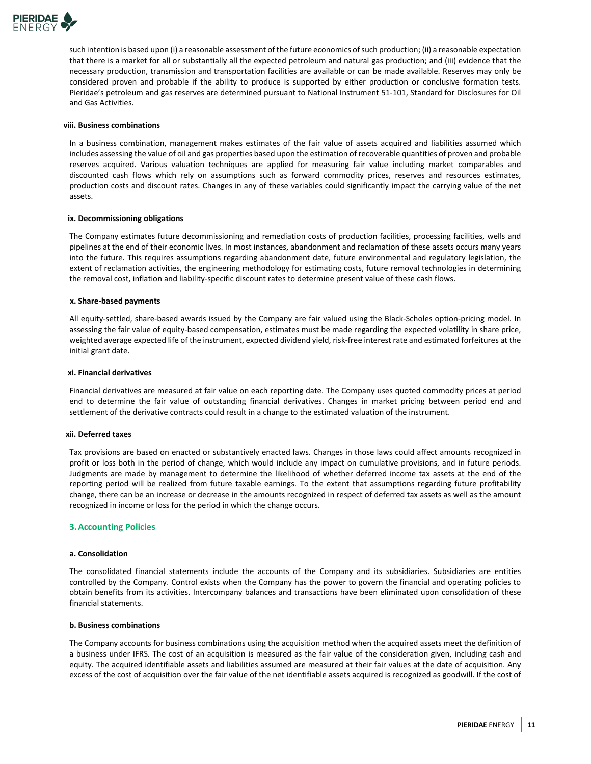such intention is based upon (i) a reasonable assessment of the future economics of such production; (ii) a reasonable expectation that there is a market for all or substantially all the expected petroleum and natural gas production; and (iii) evidence that the necessary production, transmission and transportation facilities are available or can be made available. Reserves may only be considered proven and probable if the ability to produce is supported by either production or conclusive formation tests. Pieridae's petroleum and gas reserves are determined pursuant to National Instrument 51-101, Standard for Disclosures for Oil and Gas Activities.

**viii. Business combinations**

In a business combination, management makes estimates of the fair value of assets acquired and liabilities assumed which includes assessing the value of oil and gas properties based upon the estimation of recoverable quantities of proven and probable reserves acquired. Various valuation techniques are applied for measuring fair value including market comparables and discounted cash flows which rely on assumptions such as forward commodity prices, reserves and resources estimates, production costs and discount rates. Changes in any of these variables could significantly impact the carrying value of the net assets.

**ix. Decommissioning obligations**

The Company estimates future decommissioning and remediation costs of production facilities, processing facilities, wells and pipelines at the end of their economic lives. In most instances, abandonment and reclamation of these assets occurs many years into the future. This requires assumptions regarding abandonment date, future environmental and regulatory legislation, the extent of reclamation activities, the engineering methodology for estimating costs, future removal technologies in determining the removal cost, inflation and liability-specific discount rates to determine present value of these cash flows.

**x. Share-based payments**

All equity-settled, share-based awards issued by the Company are fair valued using the Black-Scholes option-pricing model. In assessing the fair value of equity-based compensation, estimates must be made regarding the expected volatility in share price, weighted average expected life of the instrument, expected dividend yield, risk-free interest rate and estimated forfeitures at the initial grant date.

**xi. Financial derivatives**

Financial derivatives are measured at fair value on each reporting date. The Company uses quoted commodity prices at period end to determine the fair value of outstanding financial derivatives. Changes in market pricing between period end and settlement of the derivative contracts could result in a change to the estimated valuation of the instrument.

**xii. Deferred taxes**

Tax provisions are based on enacted or substantively enacted laws. Changes in those laws could affect amounts recognized in profit or loss both in the period of change, which would include any impact on cumulative provisions, and in future periods. Judgments are made by management to determine the likelihood of whether deferred income tax assets at the end of the reporting period will be realized from future taxable earnings. To the extent that assumptions regarding future profitability change, there can be an increase or decrease in the amounts recognized in respect of deferred tax assets as well as the amount recognized in income or loss for the period in which the change occurs.

## 3. Accounting Policies

**a. Consolidation**

The consolidated financial statements include the accounts of the Company and its subsidiaries. Subsidiaries are entities controlled by the Company. Control exists when the Company has the power to govern the financial and operating policies to obtain benefits from its activities. Intercompany balances and transactions have been eliminated upon consolidation of these financial statements.

**b. Business combinations**

The Company accounts for business combinations using the acquisition method when the acquired assets meet the definition of a business under IFRS. The cost of an acquisition is measured as the fair value of the consideration given, including cash and equity. The acquired identifiable assets and liabilities assumed are measured at their fair values at the date of acquisition. Any excess of the cost of acquisition over the fair value of the net identifiable assets acquired is recognized as goodwill. If the cost of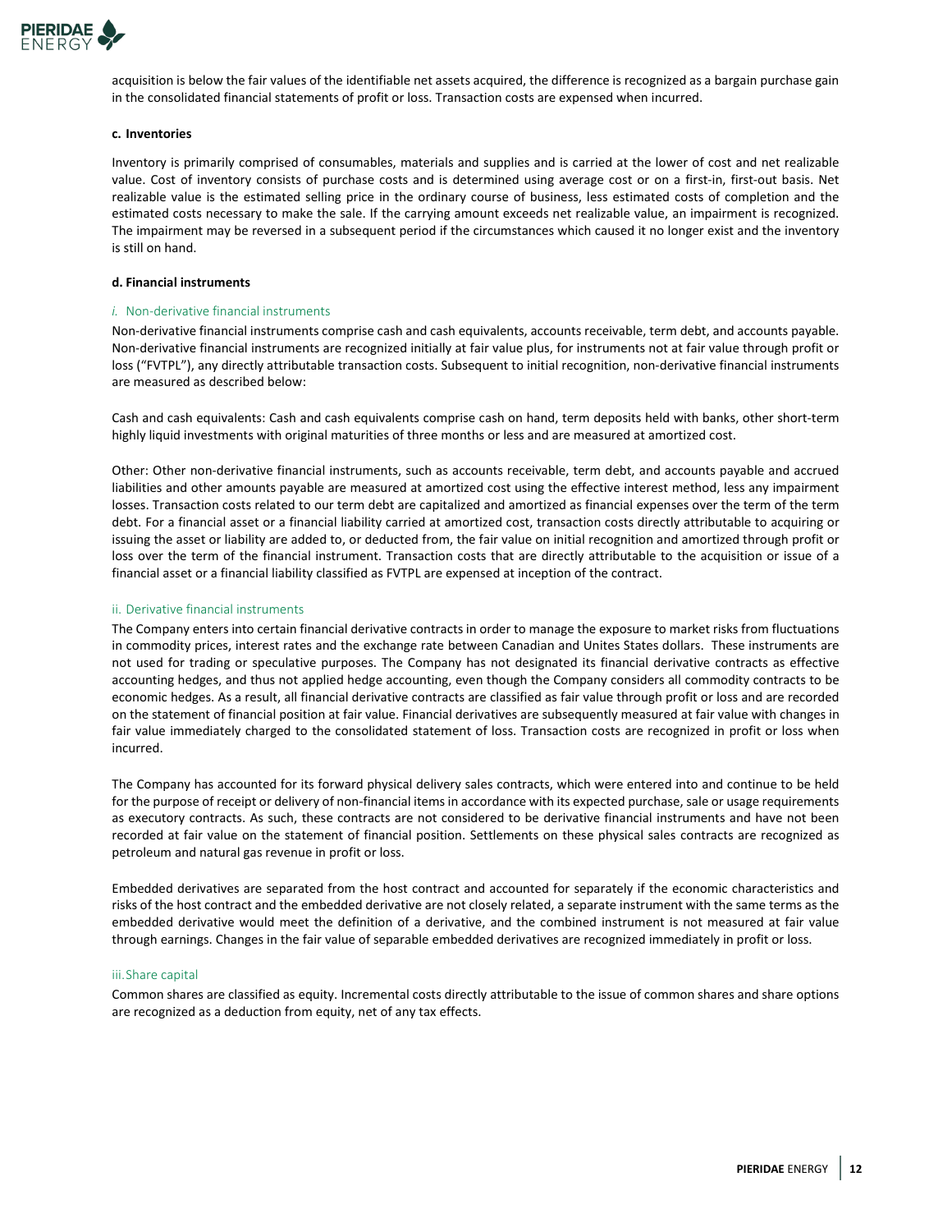acquisition is below the fair values of the identifiable net assets acquired, the difference is recognized as a bargain purchase gain in the consolidated financial statements of profit or loss. Transaction costs are expensed when incurred.

#### c. Inventories

Inventory is primarily comprised of consumables, materials and supplies and is carried at the lower of cost and net realizable value. Cost of inventory consists of purchase costs and is determined using average cost or on a first-in, first-out basis. Net realizable value is the estimated selling price in the ordinary course of business, less estimated costs of completion and the estimated costs necessary to make the sale. If the carrying amount exceeds net realizable value, an impairment is recognized. The impairment may be reversed in a subsequent period if the circumstances which caused it no longer exist and the inventory is still on hand.

#### d. Financial instruments

##### *i.* Non-derivative financial instruments

Non-derivative financial instruments comprise cash and cash equivalents, accounts receivable, term debt, and accounts payable. Non-derivative financial instruments are recognized initially at fair value plus, for instruments not at fair value through profit or loss ("FVTPL"), any directly attributable transaction costs. Subsequent to initial recognition, non-derivative financial instruments are measured as described below:

Cash and cash equivalents: Cash and cash equivalents comprise cash on hand, term deposits held with banks, other short-term highly liquid investments with original maturities of three months or less and are measured at amortized cost.

Other: Other non-derivative financial instruments, such as accounts receivable, term debt, and accounts payable and accrued liabilities and other amounts payable are measured at amortized cost using the effective interest method, less any impairment losses. Transaction costs related to our term debt are capitalized and amortized as financial expenses over the term of the term debt. For a financial asset or a financial liability carried at amortized cost, transaction costs directly attributable to acquiring or issuing the asset or liability are added to, or deducted from, the fair value on initial recognition and amortized through profit or loss over the term of the financial instrument. Transaction costs that are directly attributable to the acquisition or issue of a financial asset or a financial liability classified as FVTPL are expensed at inception of the contract.

##### ii. Derivative financial instruments

The Company enters into certain financial derivative contracts in order to manage the exposure to market risks from fluctuations in commodity prices, interest rates and the exchange rate between Canadian and Unites States dollars. These instruments are not used for trading or speculative purposes. The Company has not designated its financial derivative contracts as effective accounting hedges, and thus not applied hedge accounting, even though the Company considers all commodity contracts to be economic hedges. As a result, all financial derivative contracts are classified as fair value through profit or loss and are recorded on the statement of financial position at fair value. Financial derivatives are subsequently measured at fair value with changes in fair value immediately charged to the consolidated statement of loss. Transaction costs are recognized in profit or loss when incurred.

The Company has accounted for its forward physical delivery sales contracts, which were entered into and continue to be held for the purpose of receipt or delivery of non-financial items in accordance with its expected purchase, sale or usage requirements as executory contracts. As such, these contracts are not considered to be derivative financial instruments and have not been recorded at fair value on the statement of financial position. Settlements on these physical sales contracts are recognized as petroleum and natural gas revenue in profit or loss.

Embedded derivatives are separated from the host contract and accounted for separately if the economic characteristics and risks of the host contract and the embedded derivative are not closely related, a separate instrument with the same terms as the embedded derivative would meet the definition of a derivative, and the combined instrument is not measured at fair value through earnings. Changes in the fair value of separable embedded derivatives are recognized immediately in profit or loss.

##### iii. Share capital

Common shares are classified as equity. Incremental costs directly attributable to the issue of common shares and share options are recognized as a deduction from equity, net of any tax effects.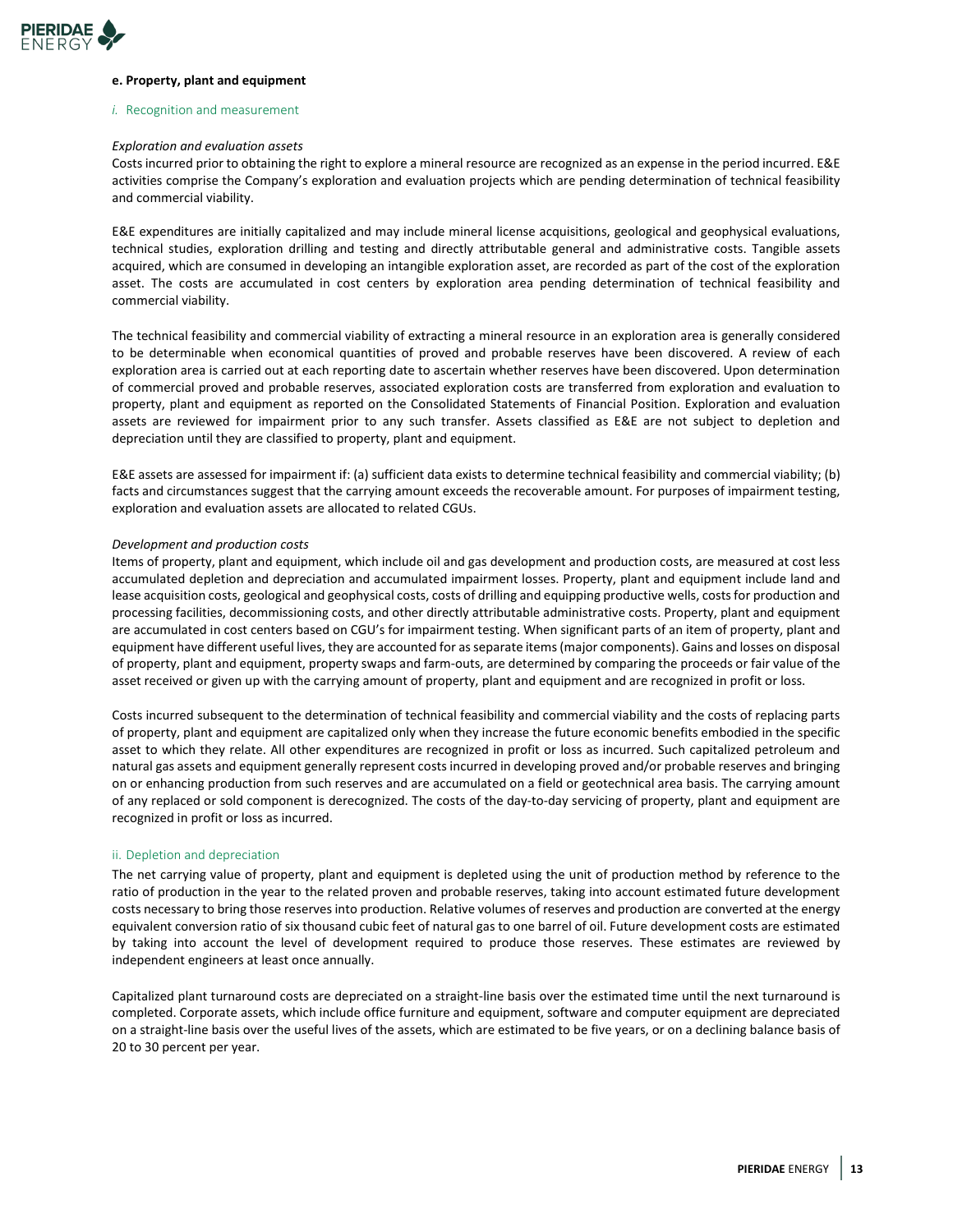**e. Property, plant and equipment**

*i.* Recognition and measurement

*Exploration and evaluation assets*

Costs incurred prior to obtaining the right to explore a mineral resource are recognized as an expense in the period incurred. E&E activities comprise the Company's exploration and evaluation projects which are pending determination of technical feasibility and commercial viability.

E&E expenditures are initially capitalized and may include mineral license acquisitions, geological and geophysical evaluations, technical studies, exploration drilling and testing and directly attributable general and administrative costs. Tangible assets acquired, which are consumed in developing an intangible exploration asset, are recorded as part of the cost of the exploration asset. The costs are accumulated in cost centers by exploration area pending determination of technical feasibility and commercial viability.

The technical feasibility and commercial viability of extracting a mineral resource in an exploration area is generally considered to be determinable when economical quantities of proved and probable reserves have been discovered. A review of each exploration area is carried out at each reporting date to ascertain whether reserves have been discovered. Upon determination of commercial proved and probable reserves, associated exploration costs are transferred from exploration and evaluation to property, plant and equipment as reported on the Consolidated Statements of Financial Position. Exploration and evaluation assets are reviewed for impairment prior to any such transfer. Assets classified as E&E are not subject to depletion and depreciation until they are classified to property, plant and equipment.

E&E assets are assessed for impairment if: (a) sufficient data exists to determine technical feasibility and commercial viability; (b) facts and circumstances suggest that the carrying amount exceeds the recoverable amount. For purposes of impairment testing, exploration and evaluation assets are allocated to related CGUs.

*Development and production costs*

Items of property, plant and equipment, which include oil and gas development and production costs, are measured at cost less accumulated depletion and depreciation and accumulated impairment losses. Property, plant and equipment include land and lease acquisition costs, geological and geophysical costs, costs of drilling and equipping productive wells, costs for production and processing facilities, decommissioning costs, and other directly attributable administrative costs. Property, plant and equipment are accumulated in cost centers based on CGU's for impairment testing. When significant parts of an item of property, plant and equipment have different useful lives, they are accounted for as separate items (major components). Gains and losses on disposal of property, plant and equipment, property swaps and farm-outs, are determined by comparing the proceeds or fair value of the asset received or given up with the carrying amount of property, plant and equipment and are recognized in profit or loss.

Costs incurred subsequent to the determination of technical feasibility and commercial viability and the costs of replacing parts of property, plant and equipment are capitalized only when they increase the future economic benefits embodied in the specific asset to which they relate. All other expenditures are recognized in profit or loss as incurred. Such capitalized petroleum and natural gas assets and equipment generally represent costs incurred in developing proved and/or probable reserves and bringing on or enhancing production from such reserves and are accumulated on a field or geotechnical area basis. The carrying amount of any replaced or sold component is derecognized. The costs of the day-to-day servicing of property, plant and equipment are recognized in profit or loss as incurred.

ii. Depletion and depreciation

The net carrying value of property, plant and equipment is depleted using the unit of production method by reference to the ratio of production in the year to the related proven and probable reserves, taking into account estimated future development costs necessary to bring those reserves into production. Relative volumes of reserves and production are converted at the energy equivalent conversion ratio of six thousand cubic feet of natural gas to one barrel of oil. Future development costs are estimated by taking into account the level of development required to produce those reserves. These estimates are reviewed by independent engineers at least once annually.

Capitalized plant turnaround costs are depreciated on a straight-line basis over the estimated time until the next turnaround is completed. Corporate assets, which include office furniture and equipment, software and computer equipment are depreciated on a straight-line basis over the useful lives of the assets, which are estimated to be five years, or on a declining balance basis of 20 to 30 percent per year.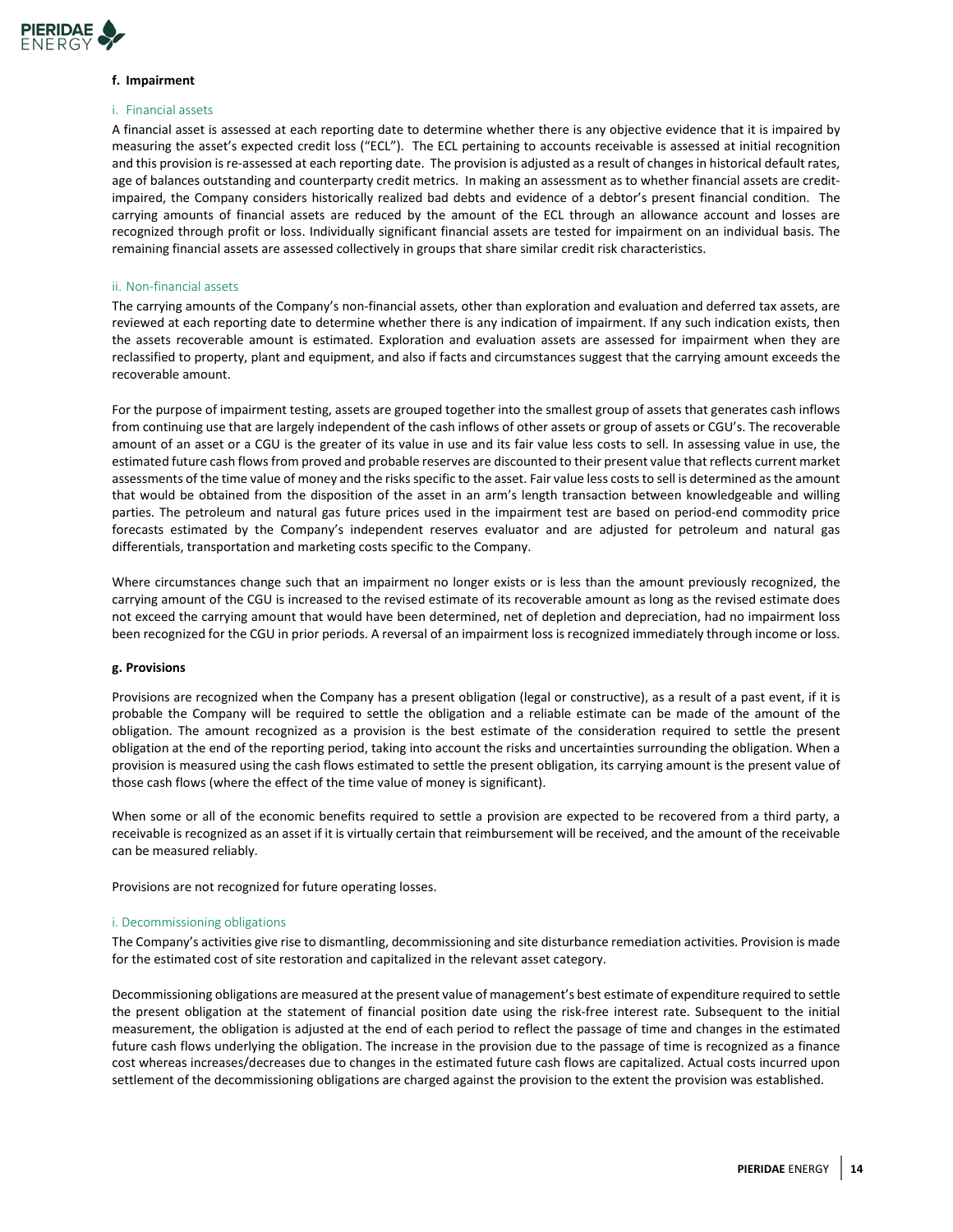**f. Impairment**

i. Financial assets

A financial asset is assessed at each reporting date to determine whether there is any objective evidence that it is impaired by measuring the asset's expected credit loss ("ECL"). The ECL pertaining to accounts receivable is assessed at initial recognition and this provision is re-assessed at each reporting date. The provision is adjusted as a result of changes in historical default rates, age of balances outstanding and counterparty credit metrics. In making an assessment as to whether financial assets are credit-impaired, the Company considers historically realized bad debts and evidence of a debtor's present financial condition. The carrying amounts of financial assets are reduced by the amount of the ECL through an allowance account and losses are recognized through profit or loss. Individually significant financial assets are tested for impairment on an individual basis. The remaining financial assets are assessed collectively in groups that share similar credit risk characteristics.

ii. Non-financial assets

The carrying amounts of the Company's non-financial assets, other than exploration and evaluation and deferred tax assets, are reviewed at each reporting date to determine whether there is any indication of impairment. If any such indication exists, then the assets recoverable amount is estimated. Exploration and evaluation assets are assessed for impairment when they are reclassified to property, plant and equipment, and also if facts and circumstances suggest that the carrying amount exceeds the recoverable amount.

For the purpose of impairment testing, assets are grouped together into the smallest group of assets that generates cash inflows from continuing use that are largely independent of the cash inflows of other assets or group of assets or CGU's. The recoverable amount of an asset or a CGU is the greater of its value in use and its fair value less costs to sell. In assessing value in use, the estimated future cash flows from proved and probable reserves are discounted to their present value that reflects current market assessments of the time value of money and the risks specific to the asset. Fair value less costs to sell is determined as the amount that would be obtained from the disposition of the asset in an arm's length transaction between knowledgeable and willing parties. The petroleum and natural gas future prices used in the impairment test are based on period-end commodity price forecasts estimated by the Company's independent reserves evaluator and are adjusted for petroleum and natural gas differentials, transportation and marketing costs specific to the Company.

Where circumstances change such that an impairment no longer exists or is less than the amount previously recognized, the carrying amount of the CGU is increased to the revised estimate of its recoverable amount as long as the revised estimate does not exceed the carrying amount that would have been determined, net of depletion and depreciation, had no impairment loss been recognized for the CGU in prior periods. A reversal of an impairment loss is recognized immediately through income or loss.

**g. Provisions**

Provisions are recognized when the Company has a present obligation (legal or constructive), as a result of a past event, if it is probable the Company will be required to settle the obligation and a reliable estimate can be made of the amount of the obligation. The amount recognized as a provision is the best estimate of the consideration required to settle the present obligation at the end of the reporting period, taking into account the risks and uncertainties surrounding the obligation. When a provision is measured using the cash flows estimated to settle the present obligation, its carrying amount is the present value of those cash flows (where the effect of the time value of money is significant).

When some or all of the economic benefits required to settle a provision are expected to be recovered from a third party, a receivable is recognized as an asset if it is virtually certain that reimbursement will be received, and the amount of the receivable can be measured reliably.

Provisions are not recognized for future operating losses.

i. Decommissioning obligations

The Company's activities give rise to dismantling, decommissioning and site disturbance remediation activities. Provision is made for the estimated cost of site restoration and capitalized in the relevant asset category.

Decommissioning obligations are measured at the present value of management's best estimate of expenditure required to settle the present obligation at the statement of financial position date using the risk-free interest rate. Subsequent to the initial measurement, the obligation is adjusted at the end of each period to reflect the passage of time and changes in the estimated future cash flows underlying the obligation. The increase in the provision due to the passage of time is recognized as a finance cost whereas increases/decreases due to changes in the estimated future cash flows are capitalized. Actual costs incurred upon settlement of the decommissioning obligations are charged against the provision to the extent the provision was established.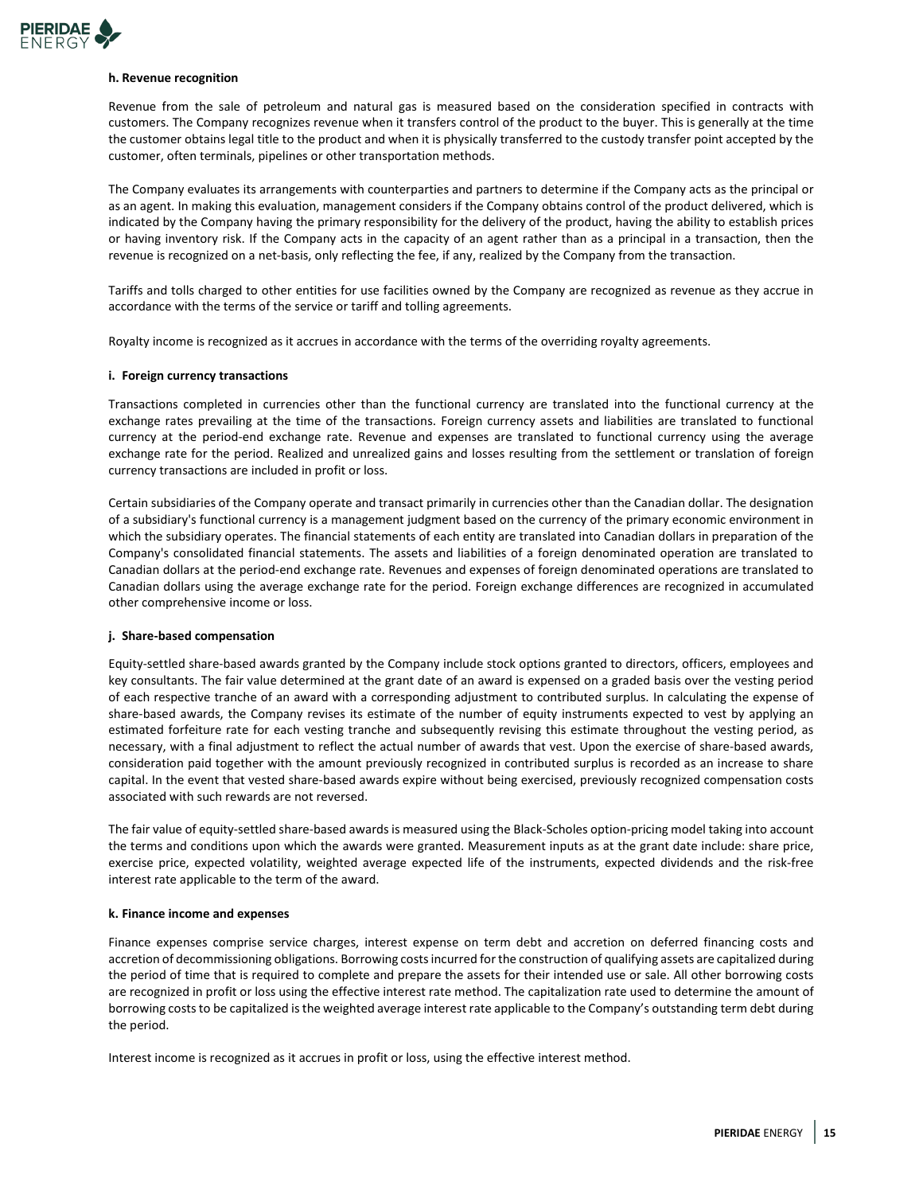**h. Revenue recognition**

Revenue from the sale of petroleum and natural gas is measured based on the consideration specified in contracts with customers. The Company recognizes revenue when it transfers control of the product to the buyer. This is generally at the time the customer obtains legal title to the product and when it is physically transferred to the custody transfer point accepted by the customer, often terminals, pipelines or other transportation methods.

The Company evaluates its arrangements with counterparties and partners to determine if the Company acts as the principal or as an agent. In making this evaluation, management considers if the Company obtains control of the product delivered, which is indicated by the Company having the primary responsibility for the delivery of the product, having the ability to establish prices or having inventory risk. If the Company acts in the capacity of an agent rather than as a principal in a transaction, then the revenue is recognized on a net-basis, only reflecting the fee, if any, realized by the Company from the transaction.

Tariffs and tolls charged to other entities for use facilities owned by the Company are recognized as revenue as they accrue in accordance with the terms of the service or tariff and tolling agreements.

Royalty income is recognized as it accrues in accordance with the terms of the overriding royalty agreements.

**i. Foreign currency transactions**

Transactions completed in currencies other than the functional currency are translated into the functional currency at the exchange rates prevailing at the time of the transactions. Foreign currency assets and liabilities are translated to functional currency at the period-end exchange rate. Revenue and expenses are translated to functional currency using the average exchange rate for the period. Realized and unrealized gains and losses resulting from the settlement or translation of foreign currency transactions are included in profit or loss.

Certain subsidiaries of the Company operate and transact primarily in currencies other than the Canadian dollar. The designation of a subsidiary's functional currency is a management judgment based on the currency of the primary economic environment in which the subsidiary operates. The financial statements of each entity are translated into Canadian dollars in preparation of the Company's consolidated financial statements. The assets and liabilities of a foreign denominated operation are translated to Canadian dollars at the period-end exchange rate. Revenues and expenses of foreign denominated operations are translated to Canadian dollars using the average exchange rate for the period. Foreign exchange differences are recognized in accumulated other comprehensive income or loss.

**j. Share-based compensation**

Equity-settled share-based awards granted by the Company include stock options granted to directors, officers, employees and key consultants. The fair value determined at the grant date of an award is expensed on a graded basis over the vesting period of each respective tranche of an award with a corresponding adjustment to contributed surplus. In calculating the expense of share-based awards, the Company revises its estimate of the number of equity instruments expected to vest by applying an estimated forfeiture rate for each vesting tranche and subsequently revising this estimate throughout the vesting period, as necessary, with a final adjustment to reflect the actual number of awards that vest. Upon the exercise of share-based awards, consideration paid together with the amount previously recognized in contributed surplus is recorded as an increase to share capital. In the event that vested share-based awards expire without being exercised, previously recognized compensation costs associated with such rewards are not reversed.

The fair value of equity-settled share-based awards is measured using the Black-Scholes option-pricing model taking into account the terms and conditions upon which the awards were granted. Measurement inputs as at the grant date include: share price, exercise price, expected volatility, weighted average expected life of the instruments, expected dividends and the risk-free interest rate applicable to the term of the award.

**k. Finance income and expenses**

Finance expenses comprise service charges, interest expense on term debt and accretion on deferred financing costs and accretion of decommissioning obligations. Borrowing costs incurred for the construction of qualifying assets are capitalized during the period of time that is required to complete and prepare the assets for their intended use or sale. All other borrowing costs are recognized in profit or loss using the effective interest rate method. The capitalization rate used to determine the amount of borrowing costs to be capitalized is the weighted average interest rate applicable to the Company's outstanding term debt during the period.

Interest income is recognized as it accrues in profit or loss, using the effective interest method.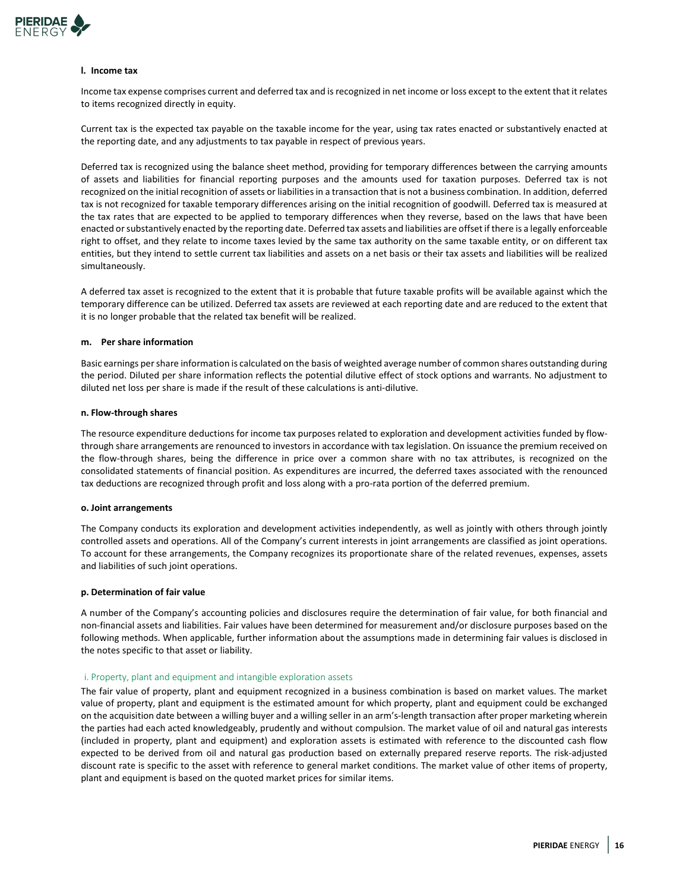### l. Income tax

Income tax expense comprises current and deferred tax and is recognized in net income or loss except to the extent that it relates to items recognized directly in equity.

Current tax is the expected tax payable on the taxable income for the year, using tax rates enacted or substantively enacted at the reporting date, and any adjustments to tax payable in respect of previous years.

Deferred tax is recognized using the balance sheet method, providing for temporary differences between the carrying amounts of assets and liabilities for financial reporting purposes and the amounts used for taxation purposes. Deferred tax is not recognized on the initial recognition of assets or liabilities in a transaction that is not a business combination. In addition, deferred tax is not recognized for taxable temporary differences arising on the initial recognition of goodwill. Deferred tax is measured at the tax rates that are expected to be applied to temporary differences when they reverse, based on the laws that have been enacted or substantively enacted by the reporting date. Deferred tax assets and liabilities are offset if there is a legally enforceable right to offset, and they relate to income taxes levied by the same tax authority on the same taxable entity, or on different tax entities, but they intend to settle current tax liabilities and assets on a net basis or their tax assets and liabilities will be realized simultaneously.

A deferred tax asset is recognized to the extent that it is probable that future taxable profits will be available against which the temporary difference can be utilized. Deferred tax assets are reviewed at each reporting date and are reduced to the extent that it is no longer probable that the related tax benefit will be realized.

### m. Per share information

Basic earnings per share information is calculated on the basis of weighted average number of common shares outstanding during the period. Diluted per share information reflects the potential dilutive effect of stock options and warrants. No adjustment to diluted net loss per share is made if the result of these calculations is anti-dilutive.

### n. Flow-through shares

The resource expenditure deductions for income tax purposes related to exploration and development activities funded by flow-through share arrangements are renounced to investors in accordance with tax legislation. On issuance the premium received on the flow-through shares, being the difference in price over a common share with no tax attributes, is recognized on the consolidated statements of financial position. As expenditures are incurred, the deferred taxes associated with the renounced tax deductions are recognized through profit and loss along with a pro-rata portion of the deferred premium.

### o. Joint arrangements

The Company conducts its exploration and development activities independently, as well as jointly with others through jointly controlled assets and operations. All of the Company's current interests in joint arrangements are classified as joint operations. To account for these arrangements, the Company recognizes its proportionate share of the related revenues, expenses, assets and liabilities of such joint operations.

### p. Determination of fair value

A number of the Company's accounting policies and disclosures require the determination of fair value, for both financial and non-financial assets and liabilities. Fair values have been determined for measurement and/or disclosure purposes based on the following methods. When applicable, further information about the assumptions made in determining fair values is disclosed in the notes specific to that asset or liability.

#### i. Property, plant and equipment and intangible exploration assets

The fair value of property, plant and equipment recognized in a business combination is based on market values. The market value of property, plant and equipment is the estimated amount for which property, plant and equipment could be exchanged on the acquisition date between a willing buyer and a willing seller in an arm's-length transaction after proper marketing wherein the parties had each acted knowledgeably, prudently and without compulsion. The market value of oil and natural gas interests (included in property, plant and equipment) and exploration assets is estimated with reference to the discounted cash flow expected to be derived from oil and natural gas production based on externally prepared reserve reports. The risk-adjusted discount rate is specific to the asset with reference to general market conditions. The market value of other items of property, plant and equipment is based on the quoted market prices for similar items.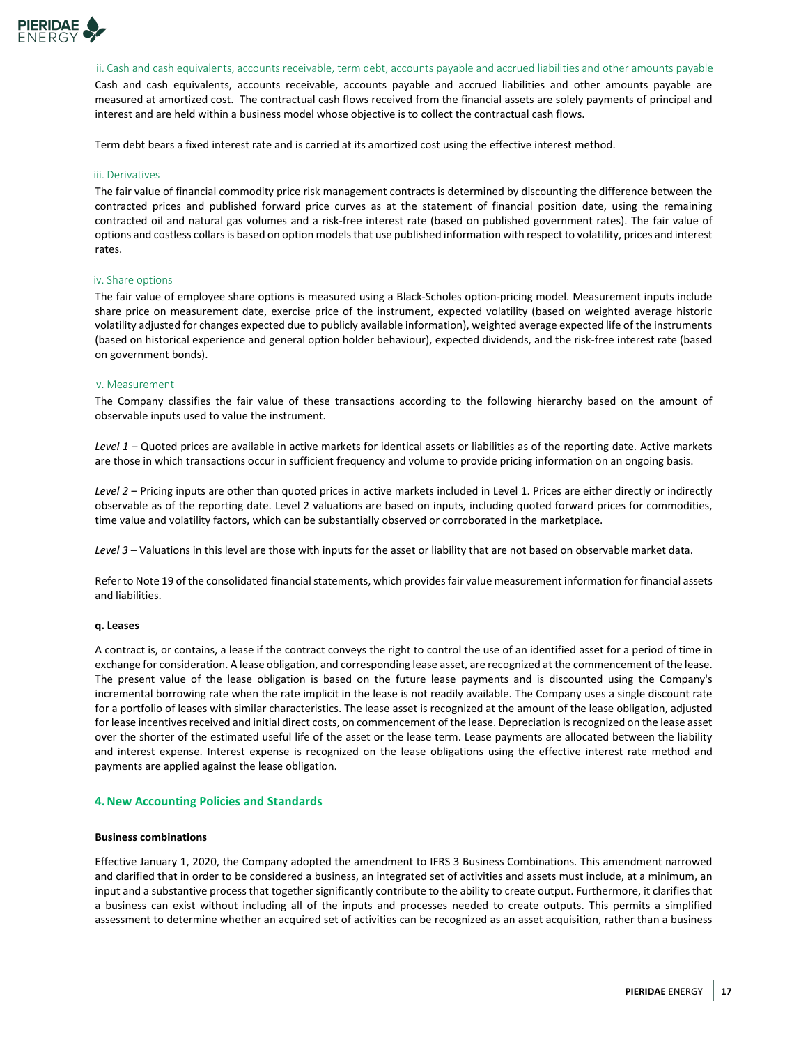#### ii. Cash and cash equivalents, accounts receivable, term debt, accounts payable and accrued liabilities and other amounts payable

Cash and cash equivalents, accounts receivable, accounts payable and accrued liabilities and other amounts payable are measured at amortized cost. The contractual cash flows received from the financial assets are solely payments of principal and interest and are held within a business model whose objective is to collect the contractual cash flows.

Term debt bears a fixed interest rate and is carried at its amortized cost using the effective interest method.

#### iii. Derivatives

The fair value of financial commodity price risk management contracts is determined by discounting the difference between the contracted prices and published forward price curves as at the statement of financial position date, using the remaining contracted oil and natural gas volumes and a risk-free interest rate (based on published government rates). The fair value of options and costless collars is based on option models that use published information with respect to volatility, prices and interest rates.

#### iv. Share options

The fair value of employee share options is measured using a Black-Scholes option-pricing model. Measurement inputs include share price on measurement date, exercise price of the instrument, expected volatility (based on weighted average historic volatility adjusted for changes expected due to publicly available information), weighted average expected life of the instruments (based on historical experience and general option holder behaviour), expected dividends, and the risk-free interest rate (based on government bonds).

#### v. Measurement

The Company classifies the fair value of these transactions according to the following hierarchy based on the amount of observable inputs used to value the instrument.

*Level 1* – Quoted prices are available in active markets for identical assets or liabilities as of the reporting date. Active markets are those in which transactions occur in sufficient frequency and volume to provide pricing information on an ongoing basis.

*Level 2* – Pricing inputs are other than quoted prices in active markets included in Level 1. Prices are either directly or indirectly observable as of the reporting date. Level 2 valuations are based on inputs, including quoted forward prices for commodities, time value and volatility factors, which can be substantially observed or corroborated in the marketplace.

*Level 3* – Valuations in this level are those with inputs for the asset or liability that are not based on observable market data.

Refer to Note 19 of the consolidated financial statements, which provides fair value measurement information for financial assets and liabilities.

**q. Leases**

A contract is, or contains, a lease if the contract conveys the right to control the use of an identified asset for a period of time in exchange for consideration. A lease obligation, and corresponding lease asset, are recognized at the commencement of the lease. The present value of the lease obligation is based on the future lease payments and is discounted using the Company's incremental borrowing rate when the rate implicit in the lease is not readily available. The Company uses a single discount rate for a portfolio of leases with similar characteristics. The lease asset is recognized at the amount of the lease obligation, adjusted for lease incentives received and initial direct costs, on commencement of the lease. Depreciation is recognized on the lease asset over the shorter of the estimated useful life of the asset or the lease term. Lease payments are allocated between the liability and interest expense. Interest expense is recognized on the lease obligations using the effective interest rate method and payments are applied against the lease obligation.

## 4. New Accounting Policies and Standards

**Business combinations**

Effective January 1, 2020, the Company adopted the amendment to IFRS 3 Business Combinations. This amendment narrowed and clarified that in order to be considered a business, an integrated set of activities and assets must include, at a minimum, an input and a substantive process that together significantly contribute to the ability to create output. Furthermore, it clarifies that a business can exist without including all of the inputs and processes needed to create outputs. This permits a simplified assessment to determine whether an acquired set of activities can be recognized as an asset acquisition, rather than a business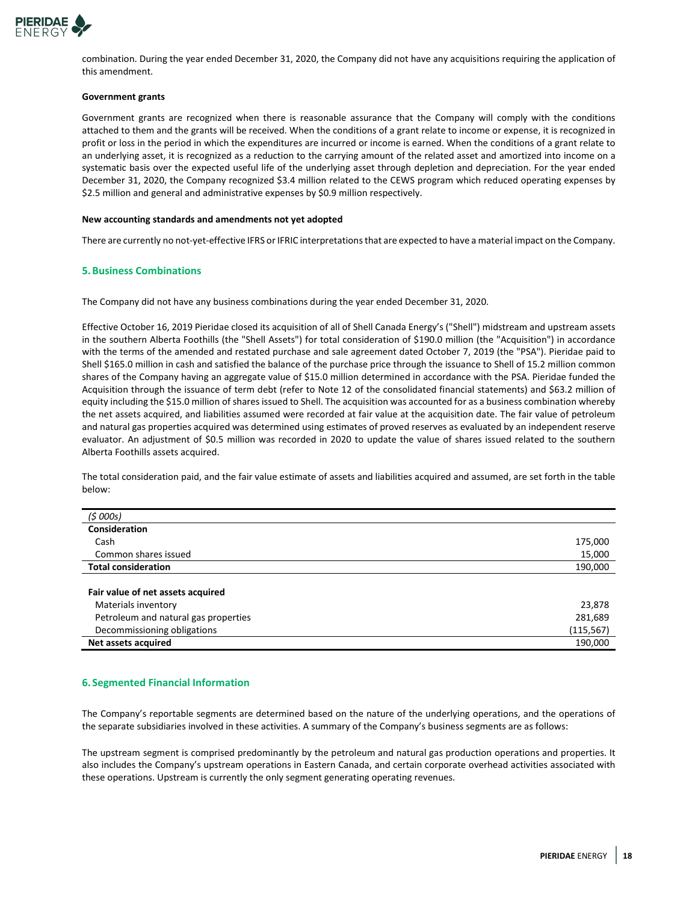combination. During the year ended December 31, 2020, the Company did not have any acquisitions requiring the application of this amendment.

**Government grants**

Government grants are recognized when there is reasonable assurance that the Company will comply with the conditions attached to them and the grants will be received. When the conditions of a grant relate to income or expense, it is recognized in profit or loss in the period in which the expenditures are incurred or income is earned. When the conditions of a grant relate to an underlying asset, it is recognized as a reduction to the carrying amount of the related asset and amortized into income on a systematic basis over the expected useful life of the underlying asset through depletion and depreciation. For the year ended December 31, 2020, the Company recognized $3.4 million related to the CEWS program which reduced operating expenses by $2.5 million and general and administrative expenses by $0.9 million respectively.

**New accounting standards and amendments not yet adopted**

There are currently no not-yet-effective IFRS or IFRIC interpretations that are expected to have a material impact on the Company.

## 5. Business Combinations

The Company did not have any business combinations during the year ended December 31, 2020.

Effective October 16, 2019 Pieridae closed its acquisition of all of Shell Canada Energy's ("Shell") midstream and upstream assets in the southern Alberta Foothills (the "Shell Assets") for total consideration of $190.0 million (the "Acquisition") in accordance with the terms of the amended and restated purchase and sale agreement dated October 7, 2019 (the "PSA"). Pieridae paid to Shell $165.0 million in cash and satisfied the balance of the purchase price through the issuance to Shell of 15.2 million common shares of the Company having an aggregate value of $15.0 million determined in accordance with the PSA. Pieridae funded the Acquisition through the issuance of term debt (refer to Note 12 of the consolidated financial statements) and $63.2 million of equity including the $15.0 million of shares issued to Shell. The acquisition was accounted for as a business combination whereby the net assets acquired, and liabilities assumed were recorded at fair value at the acquisition date. The fair value of petroleum and natural gas properties acquired was determined using estimates of proved reserves as evaluated by an independent reserve evaluator. An adjustment of $0.5 million was recorded in 2020 to update the value of shares issued related to the southern Alberta Foothills assets acquired.

The total consideration paid, and the fair value estimate of assets and liabilities acquired and assumed, are set forth in the table below:

| *($ 000s)* | |
|---|---|
| **Consideration** | |
| Cash | 175,000 |
| Common shares issued | 15,000 |
| **Total consideration** | 190,000 |
| | |
| **Fair value of net assets acquired** | |
| Materials inventory | 23,878 |
| Petroleum and natural gas properties | 281,689 |
| Decommissioning obligations | (115,567) |
| **Net assets acquired** | 190,000 |

## 6. Segmented Financial Information

The Company's reportable segments are determined based on the nature of the underlying operations, and the operations of the separate subsidiaries involved in these activities. A summary of the Company's business segments are as follows:

The upstream segment is comprised predominantly by the petroleum and natural gas production operations and properties. It also includes the Company's upstream operations in Eastern Canada, and certain corporate overhead activities associated with these operations. Upstream is currently the only segment generating operating revenues.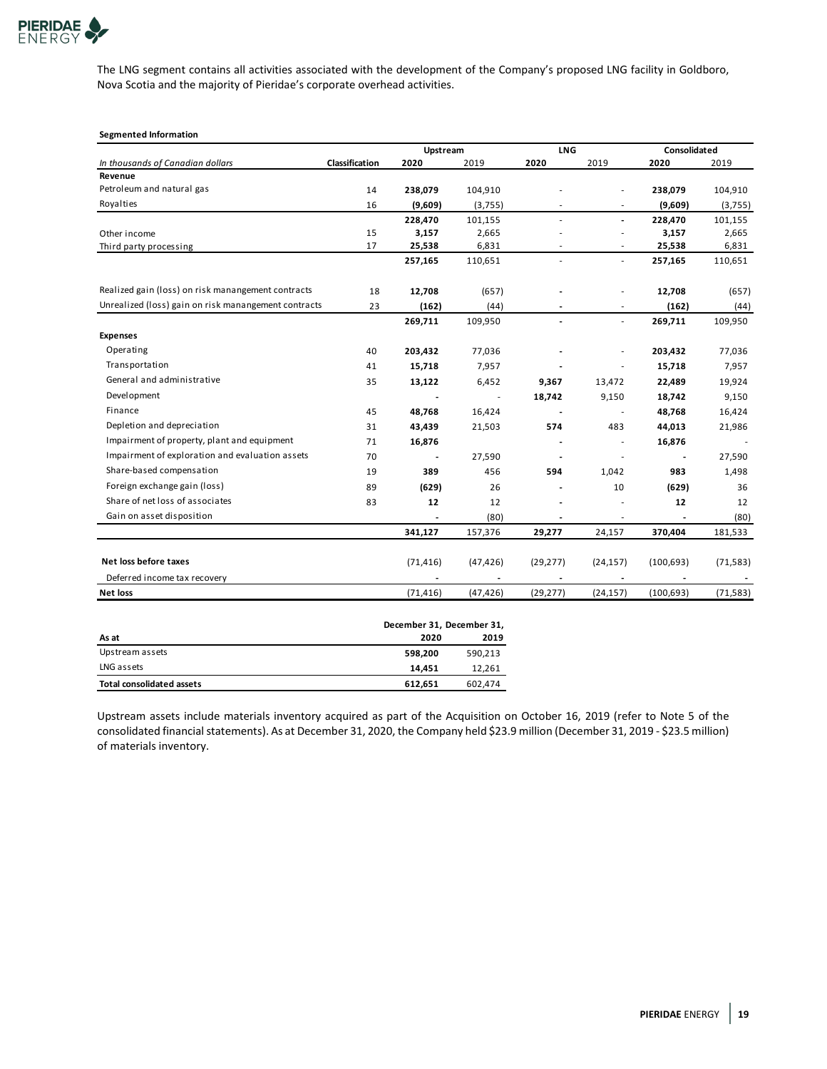The LNG segment contains all activities associated with the development of the Company's proposed LNG facility in Goldboro, Nova Scotia and the majority of Pieridae's corporate overhead activities.

**Segmented Information**

| *In thousands of Canadian dollars* | Classification | Upstream 2020 | Upstream 2019 | LNG 2020 | LNG 2019 | Consolidated 2020 | Consolidated 2019 |
|---|---|---|---|---|---|---|---|
| **Revenue** | | | | | | | |
| Petroleum and natural gas | 14 | **238,079** | 104,910 | - | - | **238,079** | 104,910 |
| Royalties | 16 | **(9,609)** | (3,755) | - | - | **(9,609)** | (3,755) |
| | | **228,470** | 101,155 | - | **-** | **228,470** | 101,155 |
| Other income | 15 | **3,157** | 2,665 | - | - | **3,157** | 2,665 |
| Third party processing | 17 | **25,538** | 6,831 | - | - | **25,538** | 6,831 |
| | | **257,165** | 110,651 | - | - | **257,165** | 110,651 |
| Realized gain (loss) on risk manangement contracts | 18 | **12,708** | (657) | **-** | - | **12,708** | (657) |
| Unrealized (loss) gain on risk manangement contracts | 23 | **(162)** | (44) | **-** | - | **(162)** | (44) |
| | | **269,711** | 109,950 | **-** | - | **269,711** | 109,950 |
| **Expenses** | | | | | | | |
| Operating | 40 | **203,432** | 77,036 | **-** | - | **203,432** | 77,036 |
| Transportation | 41 | **15,718** | 7,957 | **-** | - | **15,718** | 7,957 |
| General and administrative | 35 | **13,122** | 6,452 | **9,367** | 13,472 | **22,489** | 19,924 |
| Development | | **-** | - | **18,742** | 9,150 | **18,742** | 9,150 |
| Finance | 45 | **48,768** | 16,424 | **-** | - | **48,768** | 16,424 |
| Depletion and depreciation | 31 | **43,439** | 21,503 | **574** | 483 | **44,013** | 21,986 |
| Impairment of property, plant and equipment | 71 | **16,876** | | **-** | - | **16,876** | - |
| Impairment of exploration and evaluation assets | 70 | **-** | 27,590 | **-** | - | **-** | 27,590 |
| Share-based compensation | 19 | **389** | 456 | **594** | 1,042 | **983** | 1,498 |
| Foreign exchange gain (loss) | 89 | **(629)** | 26 | **-** | 10 | **(629)** | 36 |
| Share of net loss of associates | 83 | **12** | 12 | **-** | - | **12** | 12 |
| Gain on asset disposition | | **-** | (80) | **-** | - | **-** | (80) |
| | | **341,127** | 157,376 | **29,277** | 24,157 | **370,404** | 181,533 |
| **Net loss before taxes** | | (71,416) | (47,426) | (29,277) | (24,157) | (100,693) | (71,583) |
| Deferred income tax recovery | | - | - | - | - | - | - |
| **Net loss** | | (71,416) | (47,426) | (29,277) | (24,157) | (100,693) | (71,583) |

| As at | December 31, 2020 | December 31, 2019 |
|---|---|---|
| Upstream assets | **598,200** | 590,213 |
| LNG assets | **14,451** | 12,261 |
| **Total consolidated assets** | **612,651** | 602,474 |

Upstream assets include materials inventory acquired as part of the Acquisition on October 16, 2019 (refer to Note 5 of the consolidated financial statements). As at December 31, 2020, the Company held $23.9 million (December 31, 2019 - $23.5 million) of materials inventory.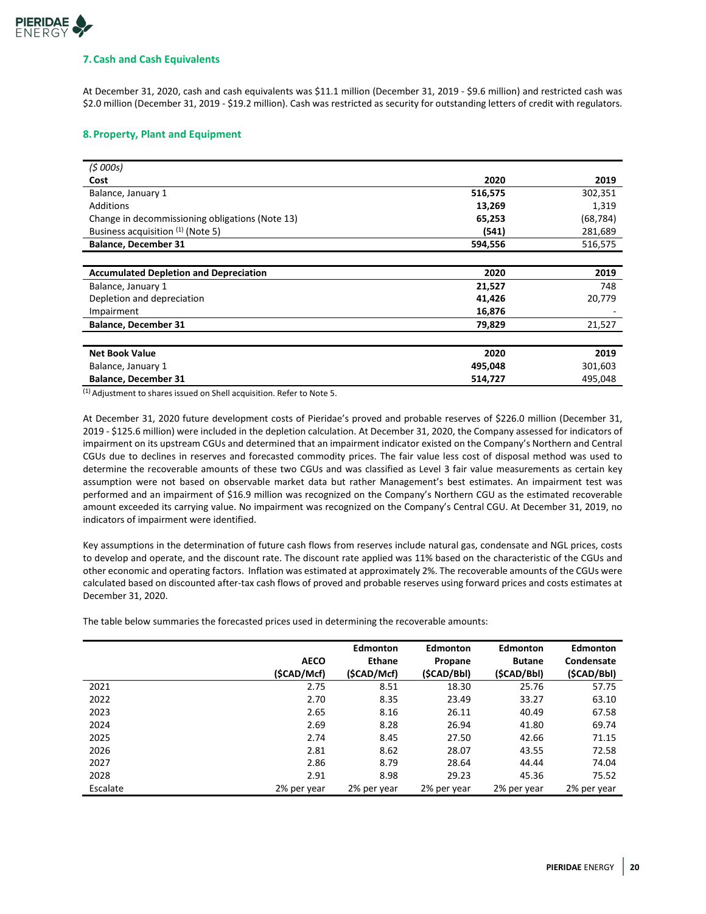## 7. Cash and Cash Equivalents

At December 31, 2020, cash and cash equivalents was $11.1 million (December 31, 2019 - $9.6 million) and restricted cash was $2.0 million (December 31, 2019 - $19.2 million). Cash was restricted as security for outstanding letters of credit with regulators.

## 8. Property, Plant and Equipment

| *($ 000s)* | | |
|---|---|---|
| **Cost** | **2020** | **2019** |
| Balance, January 1 | **516,575** | 302,351 |
| Additions | **13,269** | 1,319 |
| Change in decommissioning obligations (Note 13) | **65,253** | (68,784) |
| Business acquisition [(1)] (Note 5) | **(541)** | 281,689 |
| **Balance, December 31** | **594,556** | 516,575 |
| | | |
| **Accumulated Depletion and Depreciation** | **2020** | **2019** |
| Balance, January 1 | **21,527** | 748 |
| Depletion and depreciation | **41,426** | 20,779 |
| Impairment | **16,876** | - |
| **Balance, December 31** | **79,829** | 21,527 |
| | | |
| **Net Book Value** | **2020** | **2019** |
| Balance, January 1 | **495,048** | 301,603 |
| **Balance, December 31** | **514,727** | 495,048 |

(1) Adjustment to shares issued on Shell acquisition. Refer to Note 5.

At December 31, 2020 future development costs of Pieridae's proved and probable reserves of $226.0 million (December 31, 2019 - $125.6 million) were included in the depletion calculation. At December 31, 2020, the Company assessed for indicators of impairment on its upstream CGUs and determined that an impairment indicator existed on the Company's Northern and Central CGUs due to declines in reserves and forecasted commodity prices. The fair value less cost of disposal method was used to determine the recoverable amounts of these two CGUs and was classified as Level 3 fair value measurements as certain key assumption were not based on observable market data but rather Management's best estimates. An impairment test was performed and an impairment of $16.9 million was recognized on the Company's Northern CGU as the estimated recoverable amount exceeded its carrying value. No impairment was recognized on the Company's Central CGU. At December 31, 2019, no indicators of impairment were identified.

Key assumptions in the determination of future cash flows from reserves include natural gas, condensate and NGL prices, costs to develop and operate, and the discount rate. The discount rate applied was 11% based on the characteristic of the CGUs and other economic and operating factors. Inflation was estimated at approximately 2%. The recoverable amounts of the CGUs were calculated based on discounted after-tax cash flows of proved and probable reserves using forward prices and costs estimates at December 31, 2020.

The table below summaries the forecasted prices used in determining the recoverable amounts:

| | AECO ($CAD/Mcf) | Edmonton Ethane ($CAD/Mcf) | Edmonton Propane ($CAD/Bbl) | Edmonton Butane ($CAD/Bbl) | Edmonton Condensate ($CAD/Bbl) |
|---|---|---|---|---|---|
| 2021 | 2.75 | 8.51 | 18.30 | 25.76 | 57.75 |
| 2022 | 2.70 | 8.35 | 23.49 | 33.27 | 63.10 |
| 2023 | 2.65 | 8.16 | 26.11 | 40.49 | 67.58 |
| 2024 | 2.69 | 8.28 | 26.94 | 41.80 | 69.74 |
| 2025 | 2.74 | 8.45 | 27.50 | 42.66 | 71.15 |
| 2026 | 2.81 | 8.62 | 28.07 | 43.55 | 72.58 |
| 2027 | 2.86 | 8.79 | 28.64 | 44.44 | 74.04 |
| 2028 | 2.91 | 8.98 | 29.23 | 45.36 | 75.52 |
| Escalate | 2% per year | 2% per year | 2% per year | 2% per year | 2% per year |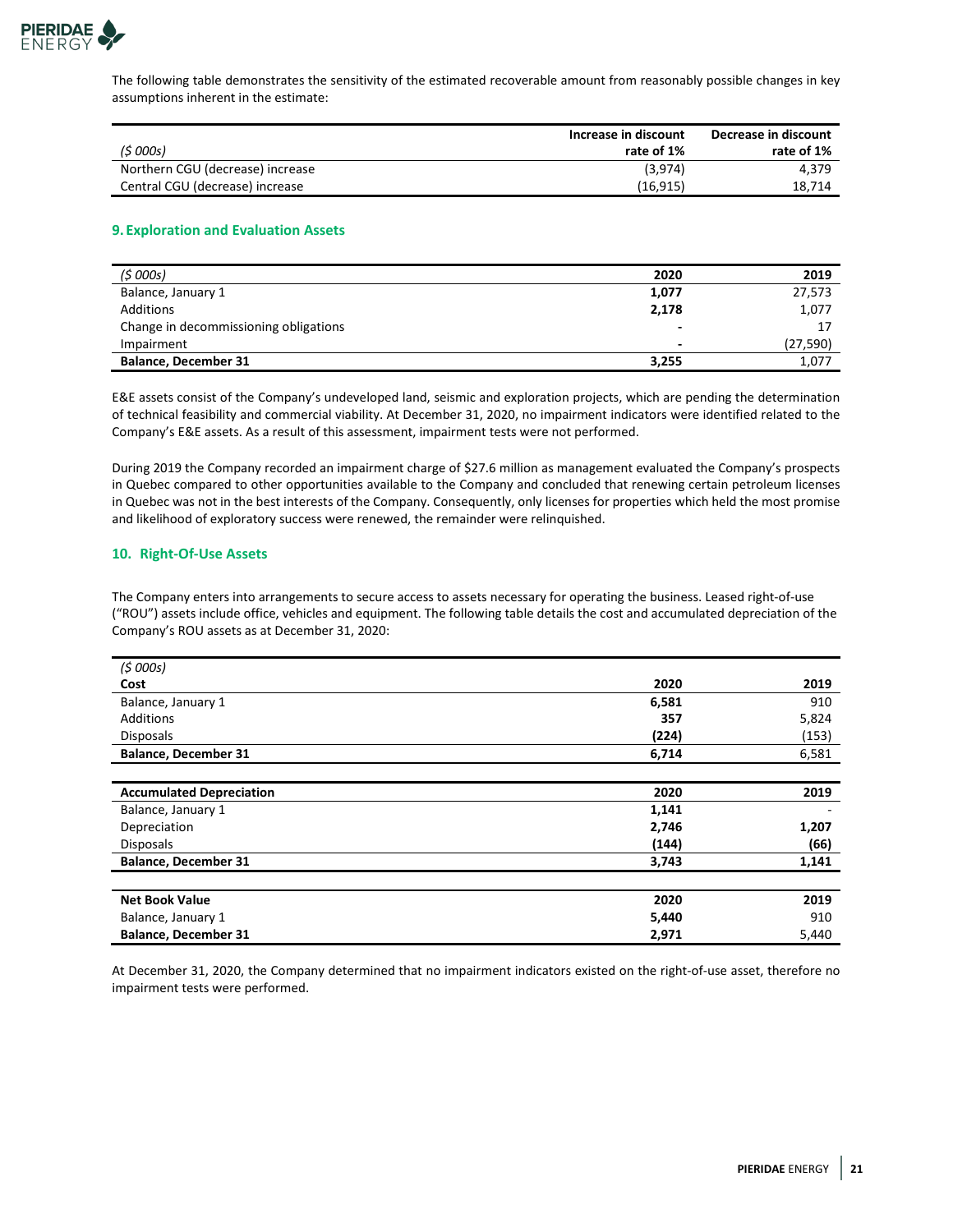The following table demonstrates the sensitivity of the estimated recoverable amount from reasonably possible changes in key assumptions inherent in the estimate:

| *($ 000s)* | Increase in discount rate of 1% | Decrease in discount rate of 1% |
|---|---|---|
| Northern CGU (decrease) increase | (3,974) | 4,379 |
| Central CGU (decrease) increase | (16,915) | 18,714 |

## 9. Exploration and Evaluation Assets

| *($ 000s)* | 2020 | 2019 |
|---|---|---|
| Balance, January 1 | **1,077** | 27,573 |
| Additions | **2,178** | 1,077 |
| Change in decommissioning obligations | **-** | 17 |
| Impairment | **-** | (27,590) |
| **Balance, December 31** | **3,255** | 1,077 |

E&E assets consist of the Company's undeveloped land, seismic and exploration projects, which are pending the determination of technical feasibility and commercial viability. At December 31, 2020, no impairment indicators were identified related to the Company's E&E assets. As a result of this assessment, impairment tests were not performed.

During 2019 the Company recorded an impairment charge of $27.6 million as management evaluated the Company's prospects in Quebec compared to other opportunities available to the Company and concluded that renewing certain petroleum licenses in Quebec was not in the best interests of the Company. Consequently, only licenses for properties which held the most promise and likelihood of exploratory success were renewed, the remainder were relinquished.

## 10. Right-Of-Use Assets

The Company enters into arrangements to secure access to assets necessary for operating the business. Leased right-of-use ("ROU") assets include office, vehicles and equipment. The following table details the cost and accumulated depreciation of the Company's ROU assets as at December 31, 2020:

| *($ 000s)* | | |
|---|---|---|
| **Cost** | **2020** | **2019** |
| Balance, January 1 | **6,581** | 910 |
| Additions | **357** | 5,824 |
| Disposals | **(224)** | (153) |
| **Balance, December 31** | **6,714** | 6,581 |
| | | |
| **Accumulated Depreciation** | **2020** | **2019** |
| Balance, January 1 | **1,141** | - |
| Depreciation | **2,746** | **1,207** |
| Disposals | **(144)** | **(66)** |
| **Balance, December 31** | **3,743** | **1,141** |
| | | |
| **Net Book Value** | **2020** | **2019** |
| Balance, January 1 | **5,440** | 910 |
| **Balance, December 31** | **2,971** | 5,440 |

At December 31, 2020, the Company determined that no impairment indicators existed on the right-of-use asset, therefore no impairment tests were performed.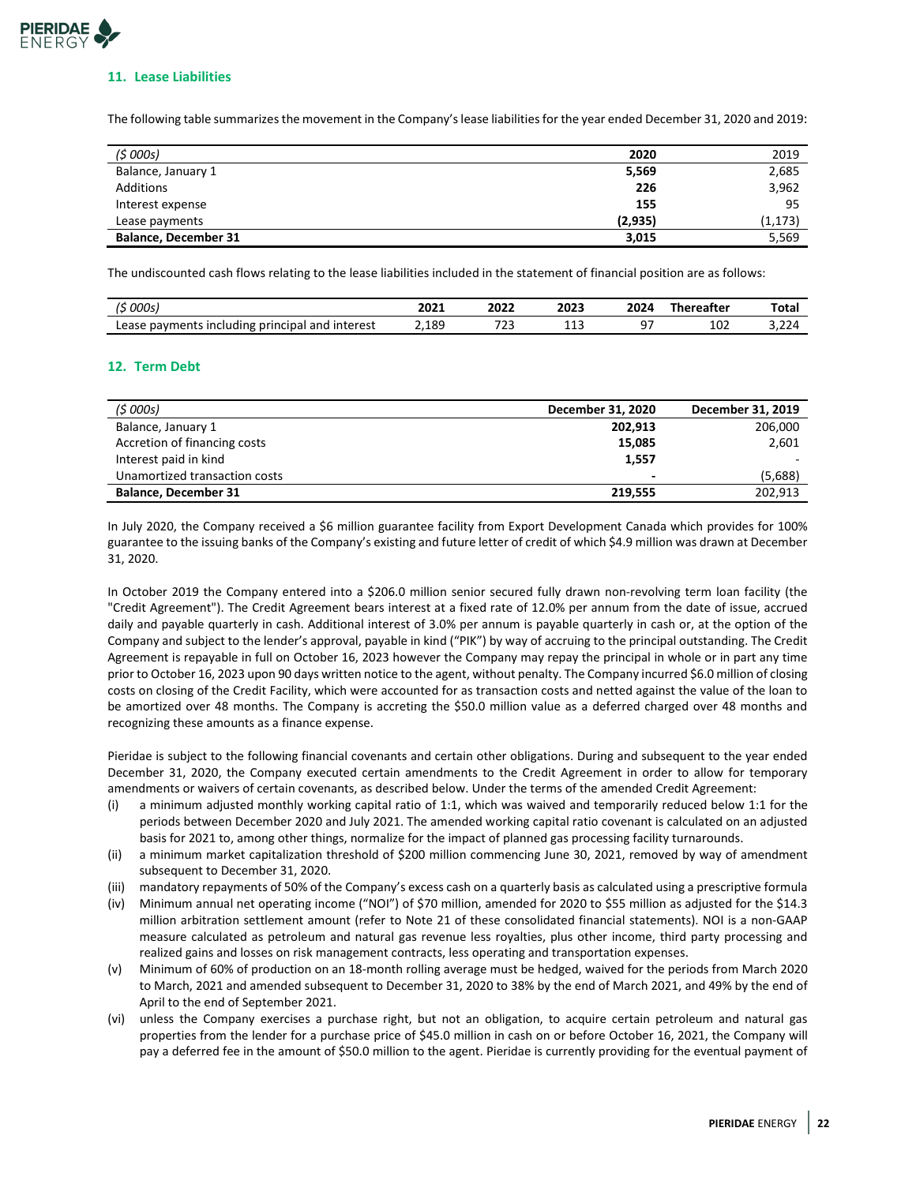## 11. Lease Liabilities

The following table summarizes the movement in the Company's lease liabilities for the year ended December 31, 2020 and 2019:

| *($ 000s)* | **2020** | 2019 |
|---|---|---|
| Balance, January 1 | **5,569** | 2,685 |
| Additions | **226** | 3,962 |
| Interest expense | **155** | 95 |
| Lease payments | **(2,935)** | (1,173) |
| **Balance, December 31** | **3,015** | 5,569 |

The undiscounted cash flows relating to the lease liabilities included in the statement of financial position are as follows:

| *($ 000s)* | **2021** | **2022** | **2023** | **2024** | **Thereafter** | **Total** |
|---|---|---|---|---|---|---|
| Lease payments including principal and interest | 2,189 | 723 | 113 | 97 | 102 | 3,224 |

## 12. Term Debt

| *($ 000s)* | **December 31, 2020** | **December 31, 2019** |
|---|---|---|
| Balance, January 1 | **202,913** | 206,000 |
| Accretion of financing costs | **15,085** | 2,601 |
| Interest paid in kind | **1,557** | - |
| Unamortized transaction costs | **-** | (5,688) |
| **Balance, December 31** | **219,555** | 202,913 |

In July 2020, the Company received a $6 million guarantee facility from Export Development Canada which provides for 100% guarantee to the issuing banks of the Company's existing and future letter of credit of which $4.9 million was drawn at December 31, 2020.

In October 2019 the Company entered into a $206.0 million senior secured fully drawn non-revolving term loan facility (the "Credit Agreement"). The Credit Agreement bears interest at a fixed rate of 12.0% per annum from the date of issue, accrued daily and payable quarterly in cash. Additional interest of 3.0% per annum is payable quarterly in cash or, at the option of the Company and subject to the lender's approval, payable in kind ("PIK") by way of accruing to the principal outstanding. The Credit Agreement is repayable in full on October 16, 2023 however the Company may repay the principal in whole or in part any time prior to October 16, 2023 upon 90 days written notice to the agent, without penalty. The Company incurred $6.0 million of closing costs on closing of the Credit Facility, which were accounted for as transaction costs and netted against the value of the loan to be amortized over 48 months. The Company is accreting the $50.0 million value as a deferred charged over 48 months and recognizing these amounts as a finance expense.

Pieridae is subject to the following financial covenants and certain other obligations. During and subsequent to the year ended December 31, 2020, the Company executed certain amendments to the Credit Agreement in order to allow for temporary amendments or waivers of certain covenants, as described below. Under the terms of the amended Credit Agreement:

(i) a minimum adjusted monthly working capital ratio of 1:1, which was waived and temporarily reduced below 1:1 for the periods between December 2020 and July 2021. The amended working capital ratio covenant is calculated on an adjusted basis for 2021 to, among other things, normalize for the impact of planned gas processing facility turnarounds.

(ii) a minimum market capitalization threshold of $200 million commencing June 30, 2021, removed by way of amendment subsequent to December 31, 2020.

(iii) mandatory repayments of 50% of the Company's excess cash on a quarterly basis as calculated using a prescriptive formula

(iv) Minimum annual net operating income ("NOI") of $70 million, amended for 2020 to $55 million as adjusted for the $14.3 million arbitration settlement amount (refer to Note 21 of these consolidated financial statements). NOI is a non-GAAP measure calculated as petroleum and natural gas revenue less royalties, plus other income, third party processing and realized gains and losses on risk management contracts, less operating and transportation expenses.

(v) Minimum of 60% of production on an 18-month rolling average must be hedged, waived for the periods from March 2020 to March, 2021 and amended subsequent to December 31, 2020 to 38% by the end of March 2021, and 49% by the end of April to the end of September 2021.

(vi) unless the Company exercises a purchase right, but not an obligation, to acquire certain petroleum and natural gas properties from the lender for a purchase price of $45.0 million in cash on or before October 16, 2021, the Company will pay a deferred fee in the amount of $50.0 million to the agent. Pieridae is currently providing for the eventual payment of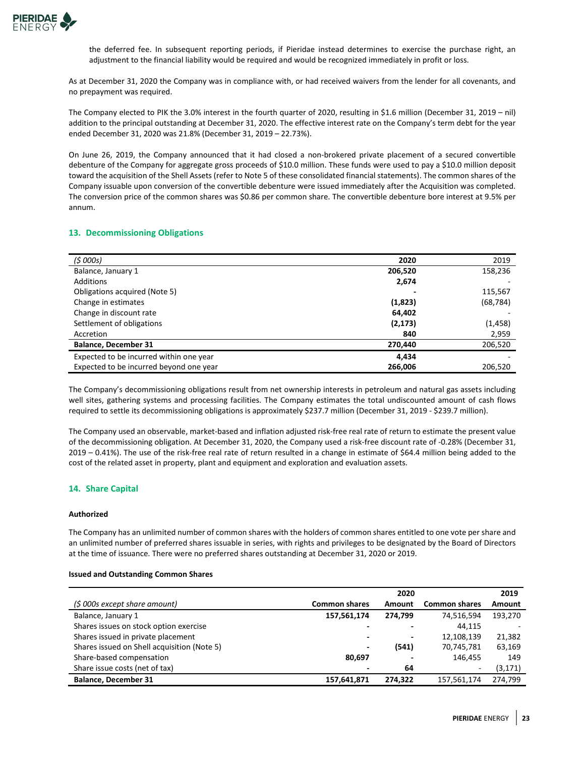the deferred fee. In subsequent reporting periods, if Pieridae instead determines to exercise the purchase right, an adjustment to the financial liability would be required and would be recognized immediately in profit or loss.

As at December 31, 2020 the Company was in compliance with, or had received waivers from the lender for all covenants, and no prepayment was required.

The Company elected to PIK the 3.0% interest in the fourth quarter of 2020, resulting in $1.6 million (December 31, 2019 – nil) addition to the principal outstanding at December 31, 2020. The effective interest rate on the Company's term debt for the year ended December 31, 2020 was 21.8% (December 31, 2019 – 22.73%).

On June 26, 2019, the Company announced that it had closed a non-brokered private placement of a secured convertible debenture of the Company for aggregate gross proceeds of $10.0 million. These funds were used to pay a $10.0 million deposit toward the acquisition of the Shell Assets (refer to Note 5 of these consolidated financial statements). The common shares of the Company issuable upon conversion of the convertible debenture were issued immediately after the Acquisition was completed. The conversion price of the common shares was $0.86 per common share. The convertible debenture bore interest at 9.5% per annum.

## 13. Decommissioning Obligations

| *($ 000s)* | **2020** | 2019 |
|---|---|---|
| Balance, January 1 | **206,520** | 158,236 |
| Additions | **2,674** | - |
| Obligations acquired (Note 5) | **-** | 115,567 |
| Change in estimates | **(1,823)** | (68,784) |
| Change in discount rate | **64,402** | - |
| Settlement of obligations | **(2,173)** | (1,458) |
| Accretion | **840** | 2,959 |
| **Balance, December 31** | **270,440** | 206,520 |
| Expected to be incurred within one year | **4,434** | - |
| Expected to be incurred beyond one year | **266,006** | 206,520 |

The Company's decommissioning obligations result from net ownership interests in petroleum and natural gas assets including well sites, gathering systems and processing facilities. The Company estimates the total undiscounted amount of cash flows required to settle its decommissioning obligations is approximately $237.7 million (December 31, 2019 - $239.7 million).

The Company used an observable, market-based and inflation adjusted risk-free real rate of return to estimate the present value of the decommissioning obligation. At December 31, 2020, the Company used a risk-free discount rate of -0.28% (December 31, 2019 – 0.41%). The use of the risk-free real rate of return resulted in a change in estimate of $64.4 million being added to the cost of the related asset in property, plant and equipment and exploration and evaluation assets.

## 14. Share Capital

**Authorized**

The Company has an unlimited number of common shares with the holders of common shares entitled to one vote per share and an unlimited number of preferred shares issuable in series, with rights and privileges to be designated by the Board of Directors at the time of issuance. There were no preferred shares outstanding at December 31, 2020 or 2019.

**Issued and Outstanding Common Shares**

| | | **2020** | | **2019** |
|---|---|---|---|---|
| *($ 000s except share amount)* | **Common shares** | **Amount** | **Common shares** | **Amount** |
| Balance, January 1 | **157,561,174** | **274,799** | 74,516,594 | 193,270 |
| Shares issues on stock option exercise | **-** | **-** | 44,115 | - |
| Shares issued in private placement | **-** | **-** | 12,108,139 | 21,382 |
| Shares issued on Shell acquisition (Note 5) | **-** | **(541)** | 70,745,781 | 63,169 |
| Share-based compensation | **80,697** | **-** | 146,455 | 149 |
| Share issue costs (net of tax) | **-** | **64** | - | (3,171) |
| **Balance, December 31** | **157,641,871** | **274,322** | 157,561,174 | 274,799 |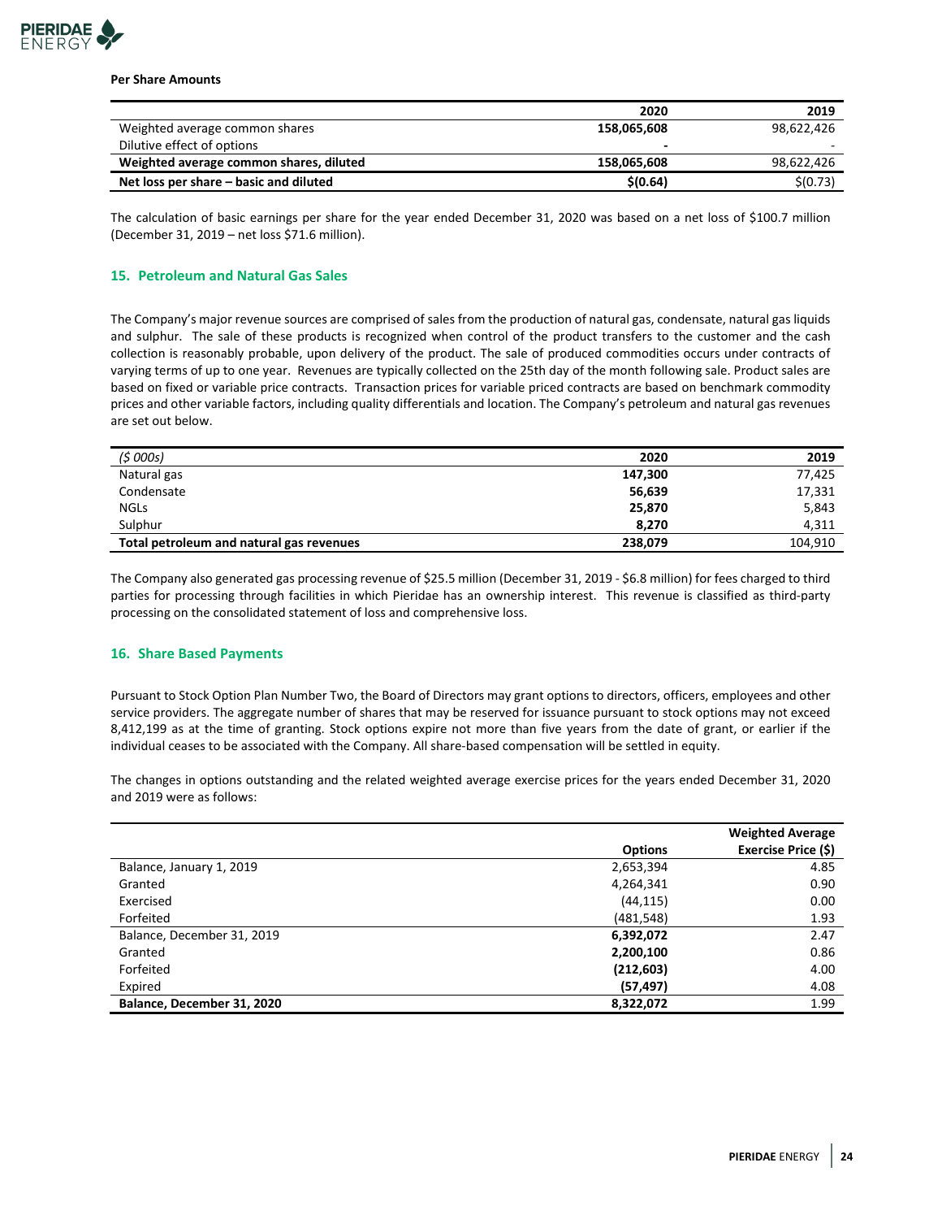**Per Share Amounts**

| | 2020 | 2019 |
|---|---|---|
| Weighted average common shares | **158,065,608** | 98,622,426 |
| Dilutive effect of options | **-** | - |
| **Weighted average common shares, diluted** | **158,065,608** | 98,622,426 |
| **Net loss per share – basic and diluted** | **$(0.64)** | $(0.73) |

The calculation of basic earnings per share for the year ended December 31, 2020 was based on a net loss of $100.7 million (December 31, 2019 – net loss $71.6 million).

## 15. Petroleum and Natural Gas Sales

The Company's major revenue sources are comprised of sales from the production of natural gas, condensate, natural gas liquids and sulphur. The sale of these products is recognized when control of the product transfers to the customer and the cash collection is reasonably probable, upon delivery of the product. The sale of produced commodities occurs under contracts of varying terms of up to one year. Revenues are typically collected on the 25th day of the month following sale. Product sales are based on fixed or variable price contracts. Transaction prices for variable priced contracts are based on benchmark commodity prices and other variable factors, including quality differentials and location. The Company's petroleum and natural gas revenues are set out below.

| *($ 000s)* | 2020 | 2019 |
|---|---|---|
| Natural gas | **147,300** | 77,425 |
| Condensate | **56,639** | 17,331 |
| NGLs | **25,870** | 5,843 |
| Sulphur | **8,270** | 4,311 |
| **Total petroleum and natural gas revenues** | **238,079** | 104,910 |

The Company also generated gas processing revenue of $25.5 million (December 31, 2019 - $6.8 million) for fees charged to third parties for processing through facilities in which Pieridae has an ownership interest. This revenue is classified as third-party processing on the consolidated statement of loss and comprehensive loss.

## 16. Share Based Payments

Pursuant to Stock Option Plan Number Two, the Board of Directors may grant options to directors, officers, employees and other service providers. The aggregate number of shares that may be reserved for issuance pursuant to stock options may not exceed 8,412,199 as at the time of granting. Stock options expire not more than five years from the date of grant, or earlier if the individual ceases to be associated with the Company. All share-based compensation will be settled in equity.

The changes in options outstanding and the related weighted average exercise prices for the years ended December 31, 2020 and 2019 were as follows:

| | Options | Weighted Average Exercise Price ($) |
|---|---|---|
| Balance, January 1, 2019 | 2,653,394 | 4.85 |
| Granted | 4,264,341 | 0.90 |
| Exercised | (44,115) | 0.00 |
| Forfeited | (481,548) | 1.93 |
| Balance, December 31, 2019 | **6,392,072** | 2.47 |
| Granted | **2,200,100** | 0.86 |
| Forfeited | **(212,603)** | 4.00 |
| Expired | **(57,497)** | 4.08 |
| **Balance, December 31, 2020** | **8,322,072** | 1.99 |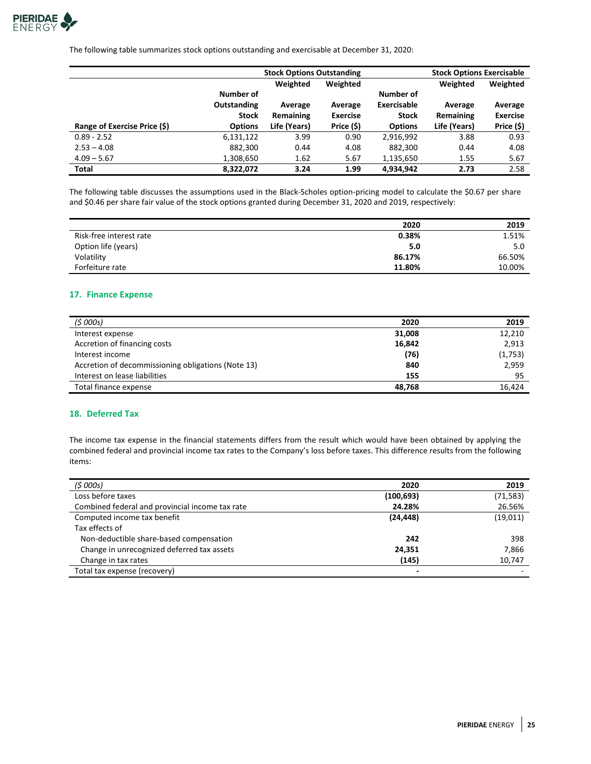The following table summarizes stock options outstanding and exercisable at December 31, 2020:

| | Stock Options Outstanding | | | Stock Options Exercisable | | |
|---|---|---|---|---|---|---|
| Range of Exercise Price ($) | Number of Outstanding Stock Options | Weighted Average Remaining Life (Years) | Weighted Average Exercise Price ($) | Number of Exercisable Stock Options | Weighted Average Remaining Life (Years) | Weighted Average Exercise Price ($) |
| 0.89 - 2.52 | 6,131,122 | 3.99 | 0.90 | 2,916,992 | 3.88 | 0.93 |
| 2.53 – 4.08 | 882,300 | 0.44 | 4.08 | 882,300 | 0.44 | 4.08 |
| 4.09 – 5.67 | 1,308,650 | 1.62 | 5.67 | 1,135,650 | 1.55 | 5.67 |
| **Total** | **8,322,072** | **3.24** | **1.99** | **4,934,942** | **2.73** | 2.58 |

The following table discusses the assumptions used in the Black-Scholes option-pricing model to calculate the $0.67 per share and $0.46 per share fair value of the stock options granted during December 31, 2020 and 2019, respectively:

| | 2020 | 2019 |
|---|---|---|
| Risk-free interest rate | **0.38%** | 1.51% |
| Option life (years) | **5.0** | 5.0 |
| Volatility | **86.17%** | 66.50% |
| Forfeiture rate | **11.80%** | 10.00% |

## 17. Finance Expense

| *($ 000s)* | 2020 | 2019 |
|---|---|---|
| Interest expense | **31,008** | 12,210 |
| Accretion of financing costs | **16,842** | 2,913 |
| Interest income | **(76)** | (1,753) |
| Accretion of decommissioning obligations (Note 13) | **840** | 2,959 |
| Interest on lease liabilities | **155** | 95 |
| Total finance expense | **48,768** | 16,424 |

## 18. Deferred Tax

The income tax expense in the financial statements differs from the result which would have been obtained by applying the combined federal and provincial income tax rates to the Company's loss before taxes. This difference results from the following items:

| *($ 000s)* | 2020 | 2019 |
|---|---|---|
| Loss before taxes | **(100,693)** | (71,583) |
| Combined federal and provincial income tax rate | **24.28%** | 26.56% |
| Computed income tax benefit | **(24,448)** | (19,011) |
| Tax effects of | | |
| Non-deductible share-based compensation | **242** | 398 |
| Change in unrecognized deferred tax assets | **24,351** | 7,866 |
| Change in tax rates | **(145)** | 10,747 |
| Total tax expense (recovery) | **-** | - |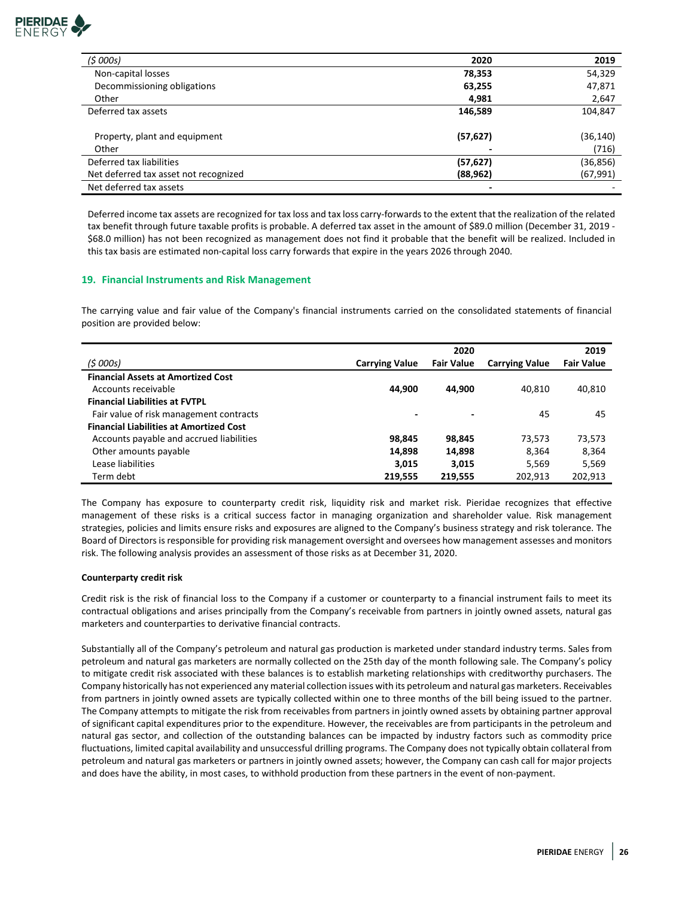| ($ 000s) | 2020 | 2019 |
|---|---|---|
| Non-capital losses | **78,353** | 54,329 |
| Decommissioning obligations | **63,255** | 47,871 |
| Other | **4,981** | 2,647 |
| Deferred tax assets | **146,589** | 104,847 |
| Property, plant and equipment | **(57,627)** | (36,140) |
| Other | **-** | (716) |
| Deferred tax liabilities | **(57,627)** | (36,856) |
| Net deferred tax asset not recognized | **(88,962)** | (67,991) |
| Net deferred tax assets | **-** | - |

Deferred income tax assets are recognized for tax loss and tax loss carry-forwards to the extent that the realization of the related tax benefit through future taxable profits is probable. A deferred tax asset in the amount of $89.0 million (December 31, 2019 - $68.0 million) has not been recognized as management does not find it probable that the benefit will be realized. Included in this tax basis are estimated non-capital loss carry forwards that expire in the years 2026 through 2040.

## 19. Financial Instruments and Risk Management

The carrying value and fair value of the Company's financial instruments carried on the consolidated statements of financial position are provided below:

| | 2020 | | 2019 | |
|---|---|---|---|---|
| ($ 000s) | Carrying Value | Fair Value | Carrying Value | Fair Value |
| **Financial Assets at Amortized Cost** | | | | |
| Accounts receivable | **44,900** | **44,900** | 40,810 | 40,810 |
| **Financial Liabilities at FVTPL** | | | | |
| Fair value of risk management contracts | **-** | **-** | 45 | 45 |
| **Financial Liabilities at Amortized Cost** | | | | |
| Accounts payable and accrued liabilities | **98,845** | **98,845** | 73,573 | 73,573 |
| Other amounts payable | **14,898** | **14,898** | 8,364 | 8,364 |
| Lease liabilities | **3,015** | **3,015** | 5,569 | 5,569 |
| Term debt | **219,555** | **219,555** | 202,913 | 202,913 |

The Company has exposure to counterparty credit risk, liquidity risk and market risk. Pieridae recognizes that effective management of these risks is a critical success factor in managing organization and shareholder value. Risk management strategies, policies and limits ensure risks and exposures are aligned to the Company's business strategy and risk tolerance. The Board of Directors is responsible for providing risk management oversight and oversees how management assesses and monitors risk. The following analysis provides an assessment of those risks as at December 31, 2020.

**Counterparty credit risk**

Credit risk is the risk of financial loss to the Company if a customer or counterparty to a financial instrument fails to meet its contractual obligations and arises principally from the Company's receivable from partners in jointly owned assets, natural gas marketers and counterparties to derivative financial contracts.

Substantially all of the Company's petroleum and natural gas production is marketed under standard industry terms. Sales from petroleum and natural gas marketers are normally collected on the 25th day of the month following sale. The Company's policy to mitigate credit risk associated with these balances is to establish marketing relationships with creditworthy purchasers. The Company historically has not experienced any material collection issues with its petroleum and natural gas marketers. Receivables from partners in jointly owned assets are typically collected within one to three months of the bill being issued to the partner. The Company attempts to mitigate the risk from receivables from partners in jointly owned assets by obtaining partner approval of significant capital expenditures prior to the expenditure. However, the receivables are from participants in the petroleum and natural gas sector, and collection of the outstanding balances can be impacted by industry factors such as commodity price fluctuations, limited capital availability and unsuccessful drilling programs. The Company does not typically obtain collateral from petroleum and natural gas marketers or partners in jointly owned assets; however, the Company can cash call for major projects and does have the ability, in most cases, to withhold production from these partners in the event of non-payment.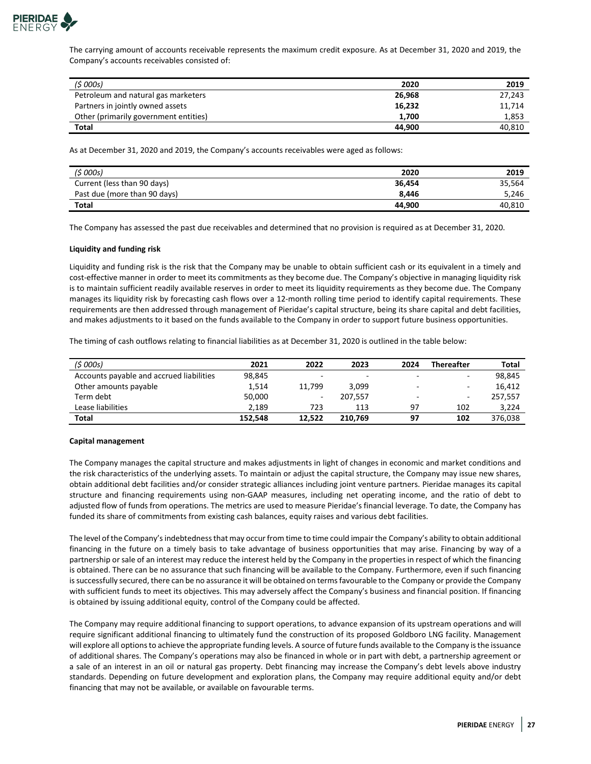The carrying amount of accounts receivable represents the maximum credit exposure. As at December 31, 2020 and 2019, the Company's accounts receivables consisted of:

| *($ 000s)* | **2020** | **2019** |
|---|---|---|
| Petroleum and natural gas marketers | **26,968** | 27,243 |
| Partners in jointly owned assets | **16,232** | 11,714 |
| Other (primarily government entities) | **1,700** | 1,853 |
| **Total** | **44,900** | 40,810 |

As at December 31, 2020 and 2019, the Company's accounts receivables were aged as follows:

| *($ 000s)* | **2020** | **2019** |
|---|---|---|
| Current (less than 90 days) | **36,454** | 35,564 |
| Past due (more than 90 days) | **8,446** | 5,246 |
| **Total** | **44,900** | 40,810 |

The Company has assessed the past due receivables and determined that no provision is required as at December 31, 2020.

**Liquidity and funding risk**

Liquidity and funding risk is the risk that the Company may be unable to obtain sufficient cash or its equivalent in a timely and cost-effective manner in order to meet its commitments as they become due. The Company's objective in managing liquidity risk is to maintain sufficient readily available reserves in order to meet its liquidity requirements as they become due. The Company manages its liquidity risk by forecasting cash flows over a 12-month rolling time period to identify capital requirements. These requirements are then addressed through management of Pieridae's capital structure, being its share capital and debt facilities, and makes adjustments to it based on the funds available to the Company in order to support future business opportunities.

The timing of cash outflows relating to financial liabilities as at December 31, 2020 is outlined in the table below:

| *($ 000s)* | **2021** | **2022** | **2023** | **2024** | **Thereafter** | **Total** |
|---|---|---|---|---|---|---|
| Accounts payable and accrued liabilities | 98,845 | - | - | - | - | 98,845 |
| Other amounts payable | 1,514 | 11,799 | 3,099 | - | - | 16,412 |
| Term debt | 50,000 | - | 207,557 | - | - | 257,557 |
| Lease liabilities | 2,189 | 723 | 113 | 97 | 102 | 3,224 |
| **Total** | **152,548** | **12,522** | **210,769** | **97** | **102** | 376,038 |

**Capital management**

The Company manages the capital structure and makes adjustments in light of changes in economic and market conditions and the risk characteristics of the underlying assets. To maintain or adjust the capital structure, the Company may issue new shares, obtain additional debt facilities and/or consider strategic alliances including joint venture partners. Pieridae manages its capital structure and financing requirements using non-GAAP measures, including net operating income, and the ratio of debt to adjusted flow of funds from operations. The metrics are used to measure Pieridae's financial leverage. To date, the Company has funded its share of commitments from existing cash balances, equity raises and various debt facilities.

The level of the Company's indebtedness that may occur from time to time could impair the Company's ability to obtain additional financing in the future on a timely basis to take advantage of business opportunities that may arise. Financing by way of a partnership or sale of an interest may reduce the interest held by the Company in the properties in respect of which the financing is obtained. There can be no assurance that such financing will be available to the Company. Furthermore, even if such financing is successfully secured, there can be no assurance it will be obtained on terms favourable to the Company or provide the Company with sufficient funds to meet its objectives. This may adversely affect the Company's business and financial position. If financing is obtained by issuing additional equity, control of the Company could be affected.

The Company may require additional financing to support operations, to advance expansion of its upstream operations and will require significant additional financing to ultimately fund the construction of its proposed Goldboro LNG facility. Management will explore all options to achieve the appropriate funding levels. A source of future funds available to the Company is the issuance of additional shares. The Company's operations may also be financed in whole or in part with debt, a partnership agreement or a sale of an interest in an oil or natural gas property. Debt financing may increase the Company's debt levels above industry standards. Depending on future development and exploration plans, the Company may require additional equity and/or debt financing that may not be available, or available on favourable terms.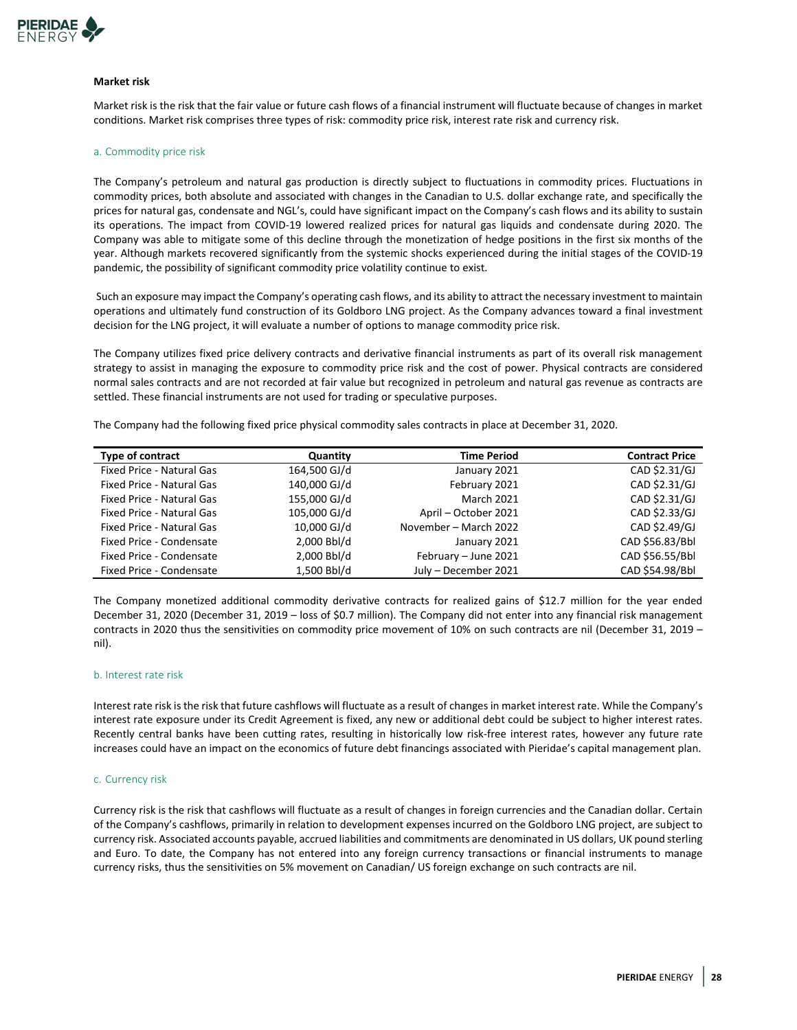### Market risk

Market risk is the risk that the fair value or future cash flows of a financial instrument will fluctuate because of changes in market conditions. Market risk comprises three types of risk: commodity price risk, interest rate risk and currency risk.

#### a. Commodity price risk

The Company's petroleum and natural gas production is directly subject to fluctuations in commodity prices. Fluctuations in commodity prices, both absolute and associated with changes in the Canadian to U.S. dollar exchange rate, and specifically the prices for natural gas, condensate and NGL's, could have significant impact on the Company's cash flows and its ability to sustain its operations. The impact from COVID-19 lowered realized prices for natural gas liquids and condensate during 2020. The Company was able to mitigate some of this decline through the monetization of hedge positions in the first six months of the year. Although markets recovered significantly from the systemic shocks experienced during the initial stages of the COVID-19 pandemic, the possibility of significant commodity price volatility continue to exist.

Such an exposure may impact the Company's operating cash flows, and its ability to attract the necessary investment to maintain operations and ultimately fund construction of its Goldboro LNG project. As the Company advances toward a final investment decision for the LNG project, it will evaluate a number of options to manage commodity price risk.

The Company utilizes fixed price delivery contracts and derivative financial instruments as part of its overall risk management strategy to assist in managing the exposure to commodity price risk and the cost of power. Physical contracts are considered normal sales contracts and are not recorded at fair value but recognized in petroleum and natural gas revenue as contracts are settled. These financial instruments are not used for trading or speculative purposes.

The Company had the following fixed price physical commodity sales contracts in place at December 31, 2020.

| Type of contract | Quantity | Time Period | Contract Price |
|---|---:|---:|---:|
| Fixed Price - Natural Gas | 164,500 GJ/d | January 2021 | CAD $2.31/GJ |
| Fixed Price - Natural Gas | 140,000 GJ/d | February 2021 | CAD $2.31/GJ |
| Fixed Price - Natural Gas | 155,000 GJ/d | March 2021 | CAD $2.31/GJ |
| Fixed Price - Natural Gas | 105,000 GJ/d | April – October 2021 | CAD $2.33/GJ |
| Fixed Price - Natural Gas | 10,000 GJ/d | November – March 2022 | CAD $2.49/GJ |
| Fixed Price - Condensate | 2,000 Bbl/d | January 2021 | CAD $56.83/Bbl |
| Fixed Price - Condensate | 2,000 Bbl/d | February – June 2021 | CAD $56.55/Bbl |
| Fixed Price - Condensate | 1,500 Bbl/d | July – December 2021 | CAD $54.98/Bbl |

The Company monetized additional commodity derivative contracts for realized gains of $12.7 million for the year ended December 31, 2020 (December 31, 2019 – loss of $0.7 million). The Company did not enter into any financial risk management contracts in 2020 thus the sensitivities on commodity price movement of 10% on such contracts are nil (December 31, 2019 – nil).

#### b. Interest rate risk

Interest rate risk is the risk that future cashflows will fluctuate as a result of changes in market interest rate. While the Company's interest rate exposure under its Credit Agreement is fixed, any new or additional debt could be subject to higher interest rates. Recently central banks have been cutting rates, resulting in historically low risk-free interest rates, however any future rate increases could have an impact on the economics of future debt financings associated with Pieridae's capital management plan.

#### c. Currency risk

Currency risk is the risk that cashflows will fluctuate as a result of changes in foreign currencies and the Canadian dollar. Certain of the Company's cashflows, primarily in relation to development expenses incurred on the Goldboro LNG project, are subject to currency risk. Associated accounts payable, accrued liabilities and commitments are denominated in US dollars, UK pound sterling and Euro. To date, the Company has not entered into any foreign currency transactions or financial instruments to manage currency risks, thus the sensitivities on 5% movement on Canadian/ US foreign exchange on such contracts are nil.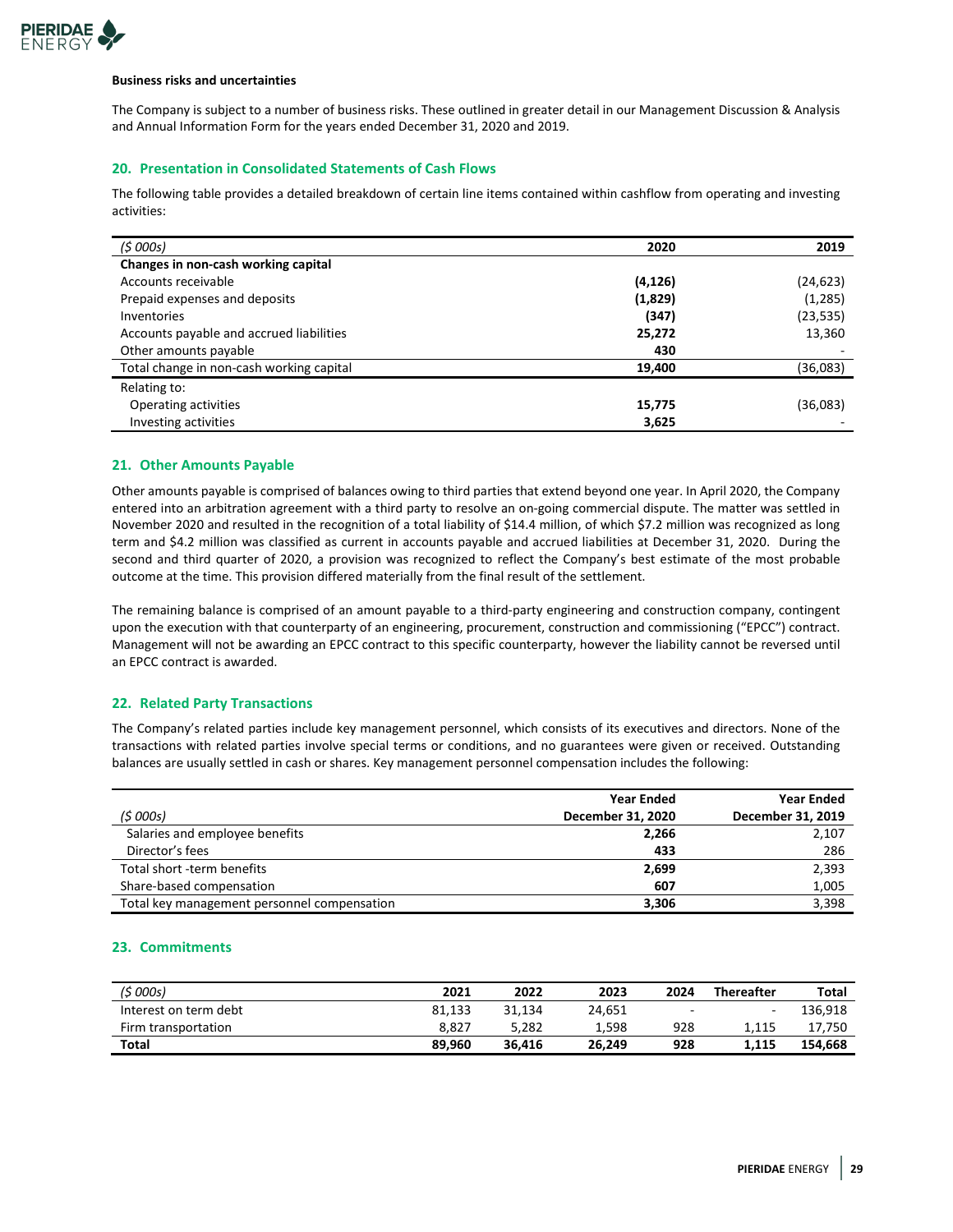**Business risks and uncertainties**

The Company is subject to a number of business risks. These outlined in greater detail in our Management Discussion & Analysis and Annual Information Form for the years ended December 31, 2020 and 2019.

## 20. Presentation in Consolidated Statements of Cash Flows

The following table provides a detailed breakdown of certain line items contained within cashflow from operating and investing activities:

| *($ 000s)* | **2020** | **2019** |
|---|---|---|
| **Changes in non-cash working capital** | | |
| Accounts receivable | **(4,126)** | (24,623) |
| Prepaid expenses and deposits | **(1,829)** | (1,285) |
| Inventories | **(347)** | (23,535) |
| Accounts payable and accrued liabilities | **25,272** | 13,360 |
| Other amounts payable | **430** | - |
| Total change in non-cash working capital | **19,400** | (36,083) |
| Relating to: | | |
| Operating activities | **15,775** | (36,083) |
| Investing activities | **3,625** | - |

## 21. Other Amounts Payable

Other amounts payable is comprised of balances owing to third parties that extend beyond one year. In April 2020, the Company entered into an arbitration agreement with a third party to resolve an on-going commercial dispute. The matter was settled in November 2020 and resulted in the recognition of a total liability of $14.4 million, of which $7.2 million was recognized as long term and $4.2 million was classified as current in accounts payable and accrued liabilities at December 31, 2020. During the second and third quarter of 2020, a provision was recognized to reflect the Company's best estimate of the most probable outcome at the time. This provision differed materially from the final result of the settlement.

The remaining balance is comprised of an amount payable to a third-party engineering and construction company, contingent upon the execution with that counterparty of an engineering, procurement, construction and commissioning ("EPCC") contract. Management will not be awarding an EPCC contract to this specific counterparty, however the liability cannot be reversed until an EPCC contract is awarded.

## 22. Related Party Transactions

The Company's related parties include key management personnel, which consists of its executives and directors. None of the transactions with related parties involve special terms or conditions, and no guarantees were given or received. Outstanding balances are usually settled in cash or shares. Key management personnel compensation includes the following:

| *($ 000s)* | **Year Ended December 31, 2020** | **Year Ended December 31, 2019** |
|---|---|---|
| Salaries and employee benefits | **2,266** | 2,107 |
| Director's fees | **433** | 286 |
| Total short -term benefits | **2,699** | 2,393 |
| Share-based compensation | **607** | 1,005 |
| Total key management personnel compensation | **3,306** | 3,398 |

## 23. Commitments

| *($ 000s)* | **2021** | **2022** | **2023** | **2024** | **Thereafter** | **Total** |
|---|---|---|---|---|---|---|
| Interest on term debt | 81,133 | 31,134 | 24,651 | - | - | 136,918 |
| Firm transportation | 8,827 | 5,282 | 1,598 | 928 | 1,115 | 17,750 |
| **Total** | **89,960** | **36,416** | **26,249** | **928** | **1,115** | **154,668** |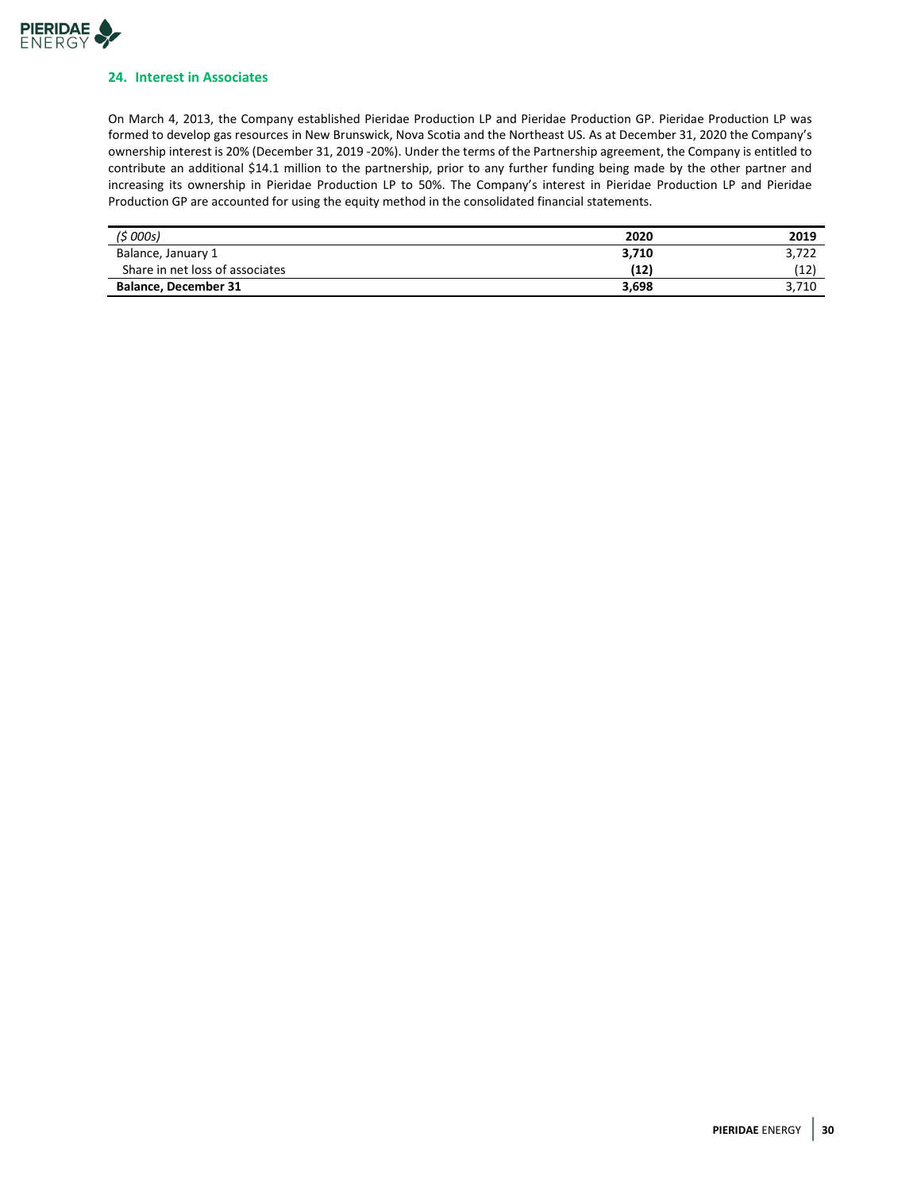## 24. Interest in Associates

On March 4, 2013, the Company established Pieridae Production LP and Pieridae Production GP. Pieridae Production LP was formed to develop gas resources in New Brunswick, Nova Scotia and the Northeast US. As at December 31, 2020 the Company's ownership interest is 20% (December 31, 2019 -20%). Under the terms of the Partnership agreement, the Company is entitled to contribute an additional $14.1 million to the partnership, prior to any further funding being made by the other partner and increasing its ownership in Pieridae Production LP to 50%. The Company's interest in Pieridae Production LP and Pieridae Production GP are accounted for using the equity method in the consolidated financial statements.

| *($ 000s)* | **2020** | **2019** |
|---|---|---|
| Balance, January 1 | **3,710** | 3,722 |
| Share in net loss of associates | **(12)** | (12) |
| **Balance, December 31** | **3,698** | 3,710 |